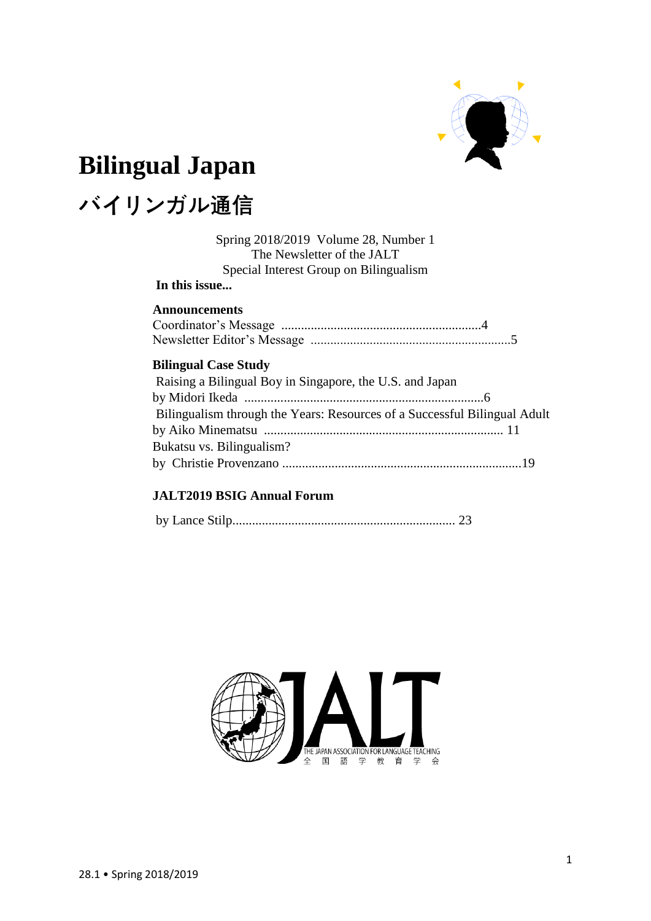# Bilingual Japan

# バイリンガル通信

Spring 2018/2019 Volume 28, Number 1
The Newsletter of the JALT
Special Interest Group on Bilingualism

**In this issue...**

**Announcements**

Coordinator's Message ............................................................4
Newsletter Editor's Message ............................................................5

**Bilingual Case Study**

Raising a Bilingual Boy in Singapore, the U.S. and Japan
by Midori Ikeda .........................................................................6

Bilingualism through the Years: Resources of a Successful Bilingual Adult
by Aiko Minematsu ........................................................................ 11

Bukatsu vs. Bilingualism?
by Christie Provenzano .........................................................................19

**JALT2019 BSIG Annual Forum**

by Lance Stilp.................................................................... 23

THE JAPAN ASSOCIATION FOR LANGUAGE TEACHING
全国語学教育学会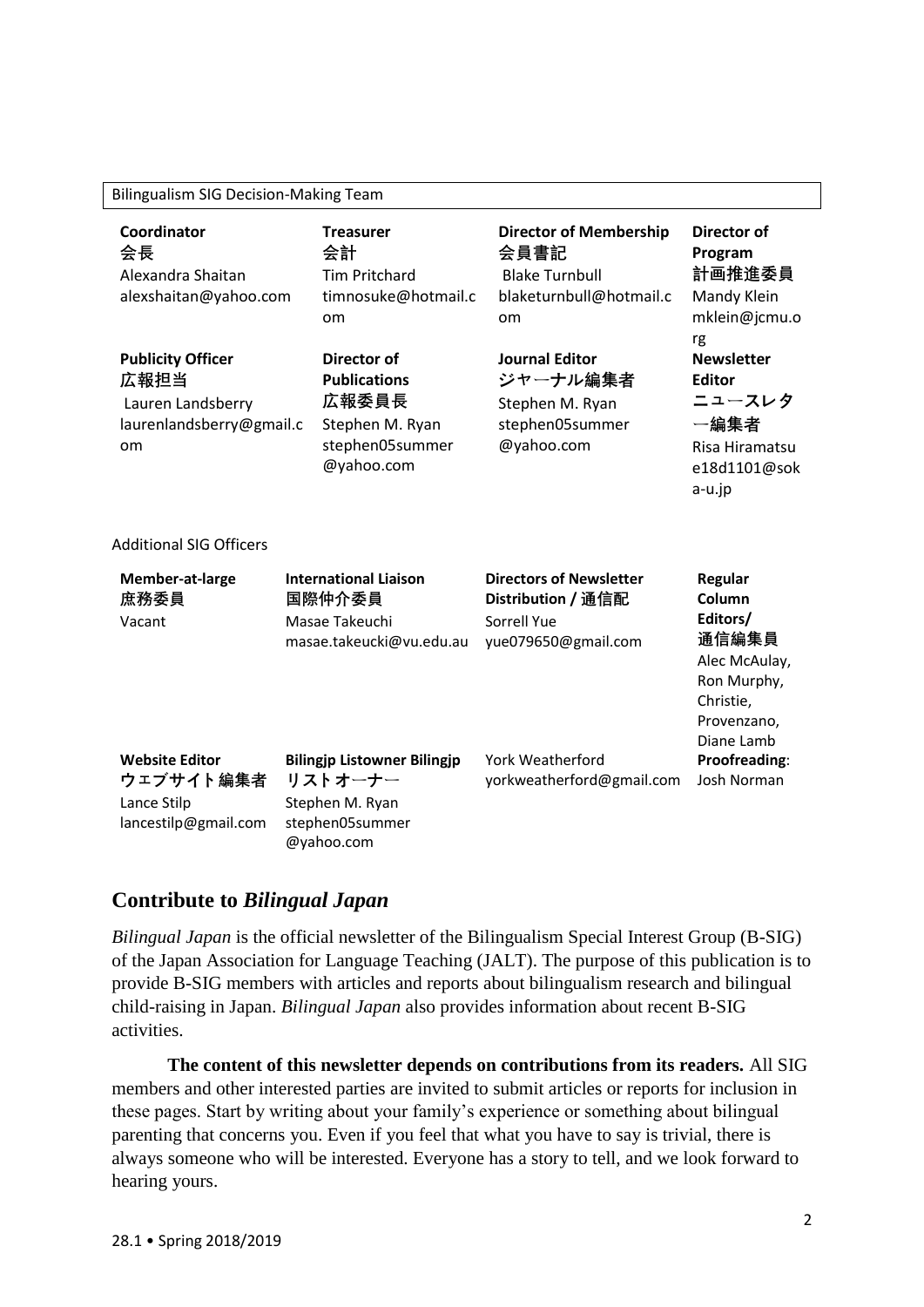Bilingualism SIG Decision-Making Team

| **Coordinator** **会長** Alexandra Shaitan alexshaitan@yahoo.com | **Treasurer** **会計** Tim Pritchard timnosuke@hotmail.com | **Director of Membership** **会員書記** Blake Turnbull blaketurnbull@hotmail.com | **Director of Program** **計画推進委員** Mandy Klein mklein@jcmu.org |
|---|---|---|---|
| **Publicity Officer** **広報担当** Lauren Landsberry laurenlandsberry@gmail.com | **Director of Publications** **広報委員長** Stephen M. Ryan stephen05summer@yahoo.com | **Journal Editor** **ジャーナル編集者** Stephen M. Ryan stephen05summer@yahoo.com | **Newsletter Editor** **ニュースレター編集者** Risa Hiramatsu e18d1101@soka-u.jp |

Additional SIG Officers

| **Member-at-large** **庶務委員** Vacant | **International Liaison** **国際仲介委員** Masae Takeuchi masae.takeucki@vu.edu.au | **Directors of Newsletter Distribution / 通信配** Sorrell Yue yue079650@gmail.com | **Regular Column Editors/** **通信編集員** Alec McAulay, Ron Murphy, Christie, Provenzano, Diane Lamb |
|---|---|---|---|
| **Website Editor** **ウェブサイト編集者** Lance Stilp lancestilp@gmail.com | **Bilingjp Listowner Bilingjp リストオーナー** Stephen M. Ryan stephen05summer@yahoo.com | York Weatherford yorkweatherford@gmail.com | **Proofreading**: Josh Norman |

## Contribute to *Bilingual Japan*

*Bilingual Japan* is the official newsletter of the Bilingualism Special Interest Group (B-SIG) of the Japan Association for Language Teaching (JALT). The purpose of this publication is to provide B-SIG members with articles and reports about bilingualism research and bilingual child-raising in Japan. *Bilingual Japan* also provides information about recent B-SIG activities.

**The content of this newsletter depends on contributions from its readers.** All SIG members and other interested parties are invited to submit articles or reports for inclusion in these pages. Start by writing about your family's experience or something about bilingual parenting that concerns you. Even if you feel that what you have to say is trivial, there is always someone who will be interested. Everyone has a story to tell, and we look forward to hearing yours.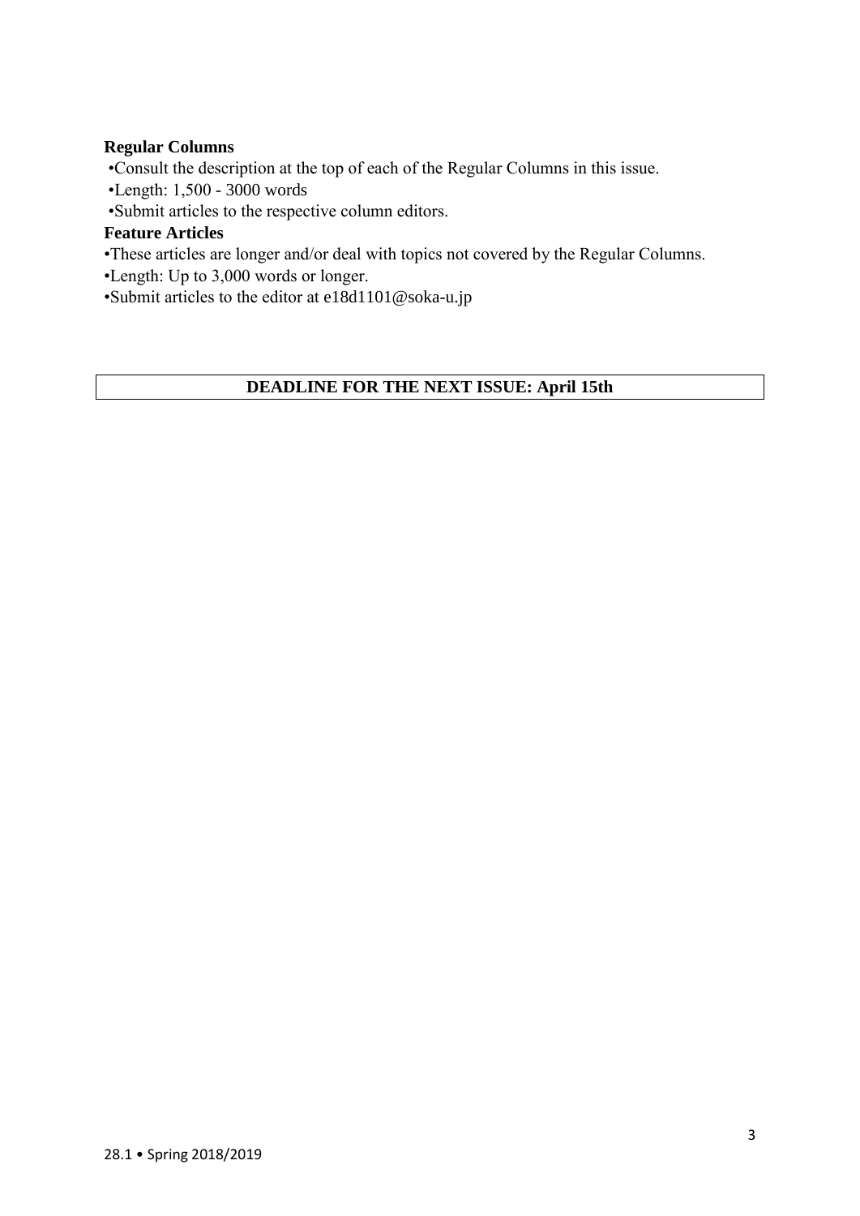**Regular Columns**

•Consult the description at the top of each of the Regular Columns in this issue.

•Length: 1,500 - 3000 words

•Submit articles to the respective column editors.

**Feature Articles**

•These articles are longer and/or deal with topics not covered by the Regular Columns.

•Length: Up to 3,000 words or longer.

•Submit articles to the editor at e18d1101@soka-u.jp

**DEADLINE FOR THE NEXT ISSUE: April 15th**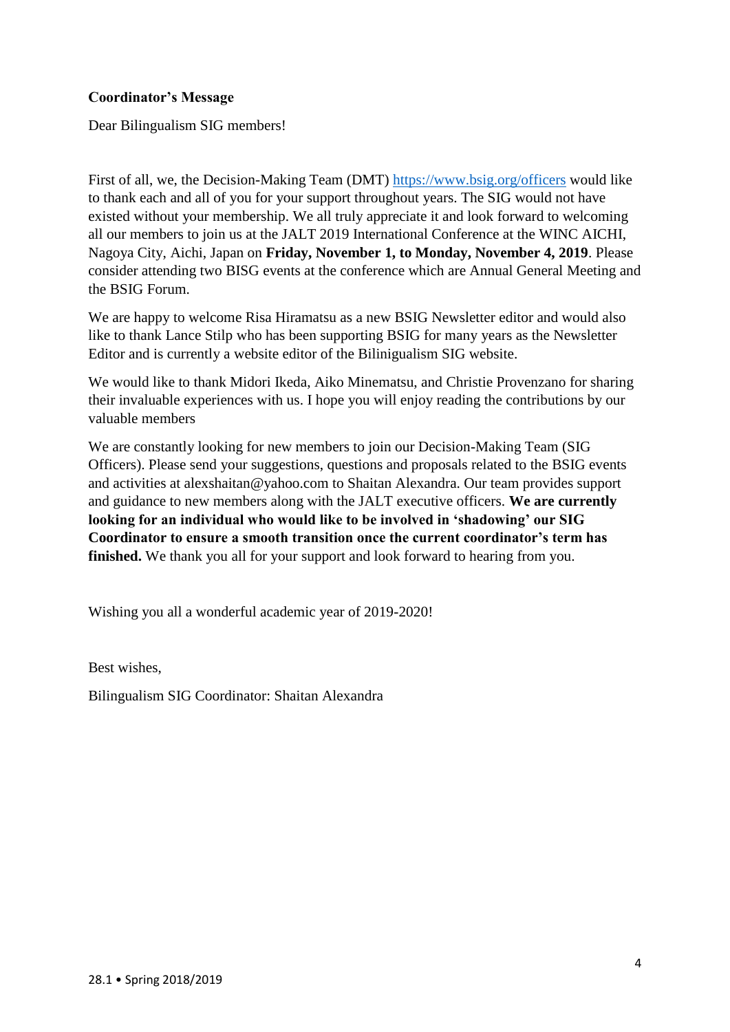**Coordinator's Message**

Dear Bilingualism SIG members!

First of all, we, the Decision-Making Team (DMT) https://www.bsig.org/officers would like to thank each and all of you for your support throughout years. The SIG would not have existed without your membership. We all truly appreciate it and look forward to welcoming all our members to join us at the JALT 2019 International Conference at the WINC AICHI, Nagoya City, Aichi, Japan on **Friday, November 1, to Monday, November 4, 2019**. Please consider attending two BISG events at the conference which are Annual General Meeting and the BSIG Forum.

We are happy to welcome Risa Hiramatsu as a new BSIG Newsletter editor and would also like to thank Lance Stilp who has been supporting BSIG for many years as the Newsletter Editor and is currently a website editor of the Bilinigualism SIG website.

We would like to thank Midori Ikeda, Aiko Minematsu, and Christie Provenzano for sharing their invaluable experiences with us. I hope you will enjoy reading the contributions by our valuable members

We are constantly looking for new members to join our Decision-Making Team (SIG Officers). Please send your suggestions, questions and proposals related to the BSIG events and activities at alexshaitan@yahoo.com to Shaitan Alexandra. Our team provides support and guidance to new members along with the JALT executive officers. **We are currently looking for an individual who would like to be involved in 'shadowing' our SIG Coordinator to ensure a smooth transition once the current coordinator's term has finished.** We thank you all for your support and look forward to hearing from you.

Wishing you all a wonderful academic year of 2019-2020!

Best wishes,

Bilingualism SIG Coordinator: Shaitan Alexandra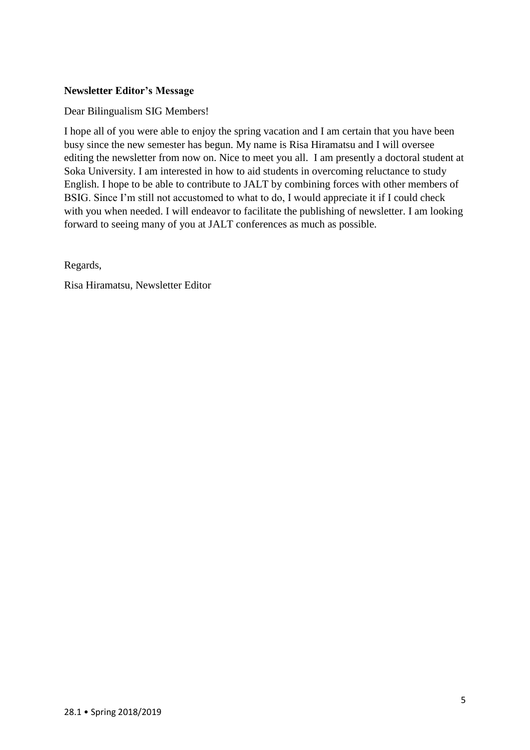**Newsletter Editor's Message**

Dear Bilingualism SIG Members!

I hope all of you were able to enjoy the spring vacation and I am certain that you have been busy since the new semester has begun. My name is Risa Hiramatsu and I will oversee editing the newsletter from now on. Nice to meet you all. I am presently a doctoral student at Soka University. I am interested in how to aid students in overcoming reluctance to study English. I hope to be able to contribute to JALT by combining forces with other members of BSIG. Since I'm still not accustomed to what to do, I would appreciate it if I could check with you when needed. I will endeavor to facilitate the publishing of newsletter. I am looking forward to seeing many of you at JALT conferences as much as possible.

Regards,

Risa Hiramatsu, Newsletter Editor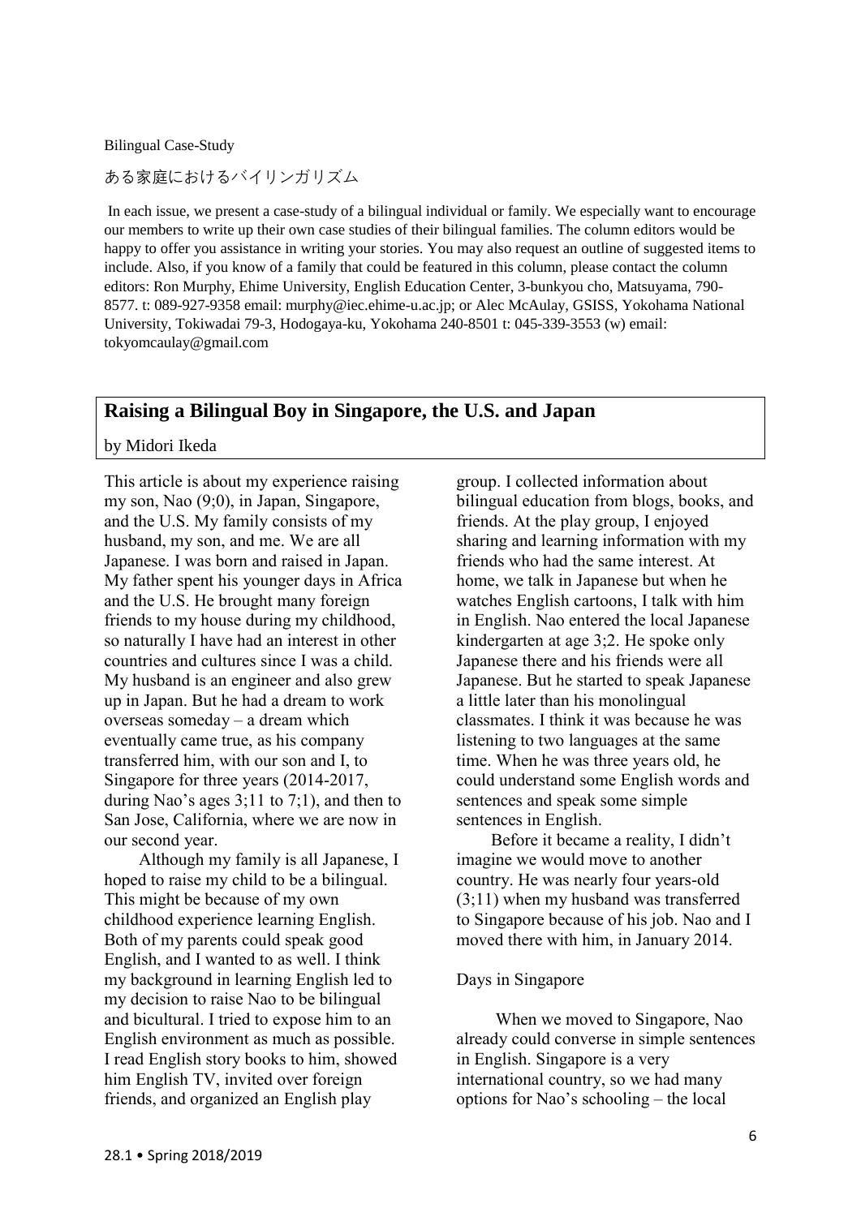Bilingual Case-Study

ある家庭におけるバイリンガリズム

In each issue, we present a case-study of a bilingual individual or family. We especially want to encourage our members to write up their own case studies of their bilingual families. The column editors would be happy to offer you assistance in writing your stories. You may also request an outline of suggested items to include. Also, if you know of a family that could be featured in this column, please contact the column editors: Ron Murphy, Ehime University, English Education Center, 3-bunkyou cho, Matsuyama, 790-8577. t: 089-927-9358 email: murphy@iec.ehime-u.ac.jp; or Alec McAulay, GSISS, Yokohama National University, Tokiwadai 79-3, Hodogaya-ku, Yokohama 240-8501 t: 045-339-3553 (w) email: tokyomcaulay@gmail.com

## Raising a Bilingual Boy in Singapore, the U.S. and Japan

by Midori Ikeda

This article is about my experience raising my son, Nao (9;0), in Japan, Singapore, and the U.S. My family consists of my husband, my son, and me. We are all Japanese. I was born and raised in Japan. My father spent his younger days in Africa and the U.S. He brought many foreign friends to my house during my childhood, so naturally I have had an interest in other countries and cultures since I was a child. My husband is an engineer and also grew up in Japan. But he had a dream to work overseas someday – a dream which eventually came true, as his company transferred him, with our son and I, to Singapore for three years (2014-2017, during Nao's ages 3;11 to 7;1), and then to San Jose, California, where we are now in our second year.

Although my family is all Japanese, I hoped to raise my child to be a bilingual. This might be because of my own childhood experience learning English. Both of my parents could speak good English, and I wanted to as well. I think my background in learning English led to my decision to raise Nao to be bilingual and bicultural. I tried to expose him to an English environment as much as possible. I read English story books to him, showed him English TV, invited over foreign friends, and organized an English play group. I collected information about bilingual education from blogs, books, and friends. At the play group, I enjoyed sharing and learning information with my friends who had the same interest. At home, we talk in Japanese but when he watches English cartoons, I talk with him in English. Nao entered the local Japanese kindergarten at age 3;2. He spoke only Japanese there and his friends were all Japanese. But he started to speak Japanese a little later than his monolingual classmates. I think it was because he was listening to two languages at the same time. When he was three years old, he could understand some English words and sentences and speak some simple sentences in English.

Before it became a reality, I didn't imagine we would move to another country. He was nearly four years-old (3;11) when my husband was transferred to Singapore because of his job. Nao and I moved there with him, in January 2014.

### Days in Singapore

When we moved to Singapore, Nao already could converse in simple sentences in English. Singapore is a very international country, so we had many options for Nao's schooling – the local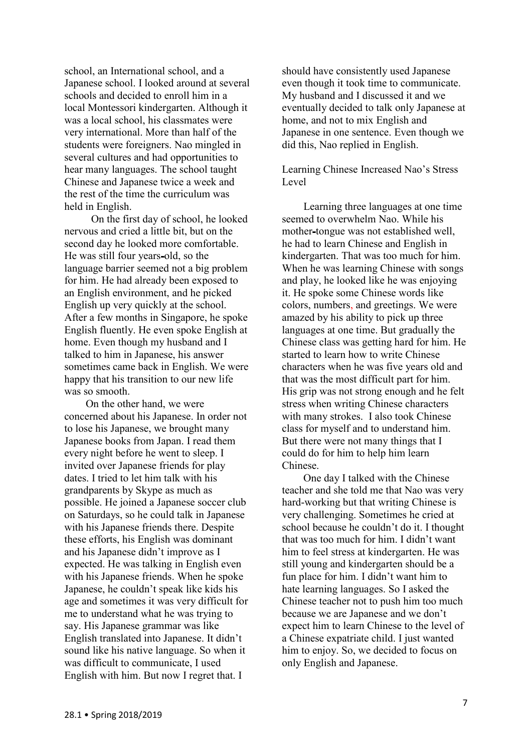school, an International school, and a Japanese school. I looked around at several schools and decided to enroll him in a local Montessori kindergarten. Although it was a local school, his classmates were very international. More than half of the students were foreigners. Nao mingled in several cultures and had opportunities to hear many languages. The school taught Chinese and Japanese twice a week and the rest of the time the curriculum was held in English.

On the first day of school, he looked nervous and cried a little bit, but on the second day he looked more comfortable. He was still four years-old, so the language barrier seemed not a big problem for him. He had already been exposed to an English environment, and he picked English up very quickly at the school. After a few months in Singapore, he spoke English fluently. He even spoke English at home. Even though my husband and I talked to him in Japanese, his answer sometimes came back in English. We were happy that his transition to our new life was so smooth.

On the other hand, we were concerned about his Japanese. In order not to lose his Japanese, we brought many Japanese books from Japan. I read them every night before he went to sleep. I invited over Japanese friends for play dates. I tried to let him talk with his grandparents by Skype as much as possible. He joined a Japanese soccer club on Saturdays, so he could talk in Japanese with his Japanese friends there. Despite these efforts, his English was dominant and his Japanese didn't improve as I expected. He was talking in English even with his Japanese friends. When he spoke Japanese, he couldn't speak like kids his age and sometimes it was very difficult for me to understand what he was trying to say. His Japanese grammar was like English translated into Japanese. It didn't sound like his native language. So when it was difficult to communicate, I used English with him. But now I regret that. I should have consistently used Japanese even though it took time to communicate. My husband and I discussed it and we eventually decided to talk only Japanese at home, and not to mix English and Japanese in one sentence. Even though we did this, Nao replied in English.

Learning Chinese Increased Nao's Stress Level

Learning three languages at one time seemed to overwhelm Nao. While his mother-tongue was not established well, he had to learn Chinese and English in kindergarten. That was too much for him. When he was learning Chinese with songs and play, he looked like he was enjoying it. He spoke some Chinese words like colors, numbers, and greetings. We were amazed by his ability to pick up three languages at one time. But gradually the Chinese class was getting hard for him. He started to learn how to write Chinese characters when he was five years old and that was the most difficult part for him. His grip was not strong enough and he felt stress when writing Chinese characters with many strokes. I also took Chinese class for myself and to understand him. But there were not many things that I could do for him to help him learn Chinese.

One day I talked with the Chinese teacher and she told me that Nao was very hard-working but that writing Chinese is very challenging. Sometimes he cried at school because he couldn't do it. I thought that was too much for him. I didn't want him to feel stress at kindergarten. He was still young and kindergarten should be a fun place for him. I didn't want him to hate learning languages. So I asked the Chinese teacher not to push him too much because we are Japanese and we don't expect him to learn Chinese to the level of a Chinese expatriate child. I just wanted him to enjoy. So, we decided to focus on only English and Japanese.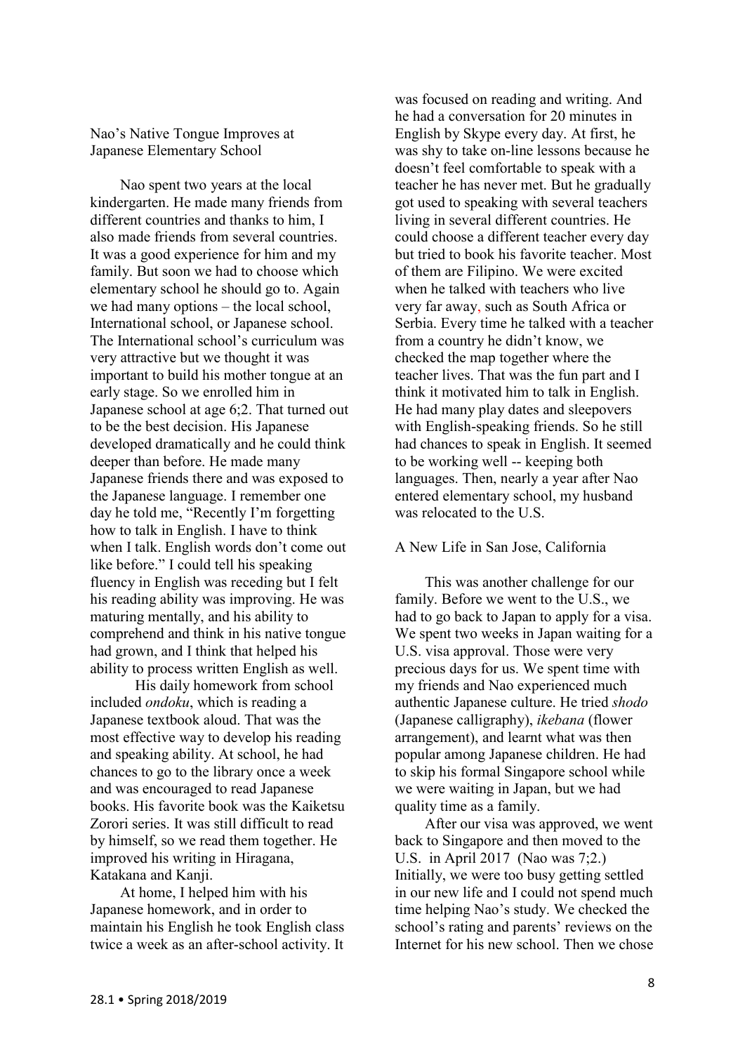## Nao's Native Tongue Improves at Japanese Elementary School

Nao spent two years at the local kindergarten. He made many friends from different countries and thanks to him, I also made friends from several countries. It was a good experience for him and my family. But soon we had to choose which elementary school he should go to. Again we had many options – the local school, International school, or Japanese school. The International school's curriculum was very attractive but we thought it was important to build his mother tongue at an early stage. So we enrolled him in Japanese school at age 6;2. That turned out to be the best decision. His Japanese developed dramatically and he could think deeper than before. He made many Japanese friends there and was exposed to the Japanese language. I remember one day he told me, "Recently I'm forgetting how to talk in English. I have to think when I talk. English words don't come out like before." I could tell his speaking fluency in English was receding but I felt his reading ability was improving. He was maturing mentally, and his ability to comprehend and think in his native tongue had grown, and I think that helped his ability to process written English as well.

His daily homework from school included *ondoku*, which is reading a Japanese textbook aloud. That was the most effective way to develop his reading and speaking ability. At school, he had chances to go to the library once a week and was encouraged to read Japanese books. His favorite book was the Kaiketsu Zorori series. It was still difficult to read by himself, so we read them together. He improved his writing in Hiragana, Katakana and Kanji.

At home, I helped him with his Japanese homework, and in order to maintain his English he took English class twice a week as an after-school activity. It was focused on reading and writing. And he had a conversation for 20 minutes in English by Skype every day. At first, he was shy to take on-line lessons because he doesn't feel comfortable to speak with a teacher he has never met. But he gradually got used to speaking with several teachers living in several different countries. He could choose a different teacher every day but tried to book his favorite teacher. Most of them are Filipino. We were excited when he talked with teachers who live very far away, such as South Africa or Serbia. Every time he talked with a teacher from a country he didn't know, we checked the map together where the teacher lives. That was the fun part and I think it motivated him to talk in English. He had many play dates and sleepovers with English-speaking friends. So he still had chances to speak in English. It seemed to be working well -- keeping both languages. Then, nearly a year after Nao entered elementary school, my husband was relocated to the U.S.

## A New Life in San Jose, California

This was another challenge for our family. Before we went to the U.S., we had to go back to Japan to apply for a visa. We spent two weeks in Japan waiting for a U.S. visa approval. Those were very precious days for us. We spent time with my friends and Nao experienced much authentic Japanese culture. He tried *shodo* (Japanese calligraphy), *ikebana* (flower arrangement), and learnt what was then popular among Japanese children. He had to skip his formal Singapore school while we were waiting in Japan, but we had quality time as a family.

After our visa was approved, we went back to Singapore and then moved to the U.S. in April 2017 (Nao was 7;2.) Initially, we were too busy getting settled in our new life and I could not spend much time helping Nao's study. We checked the school's rating and parents' reviews on the Internet for his new school. Then we chose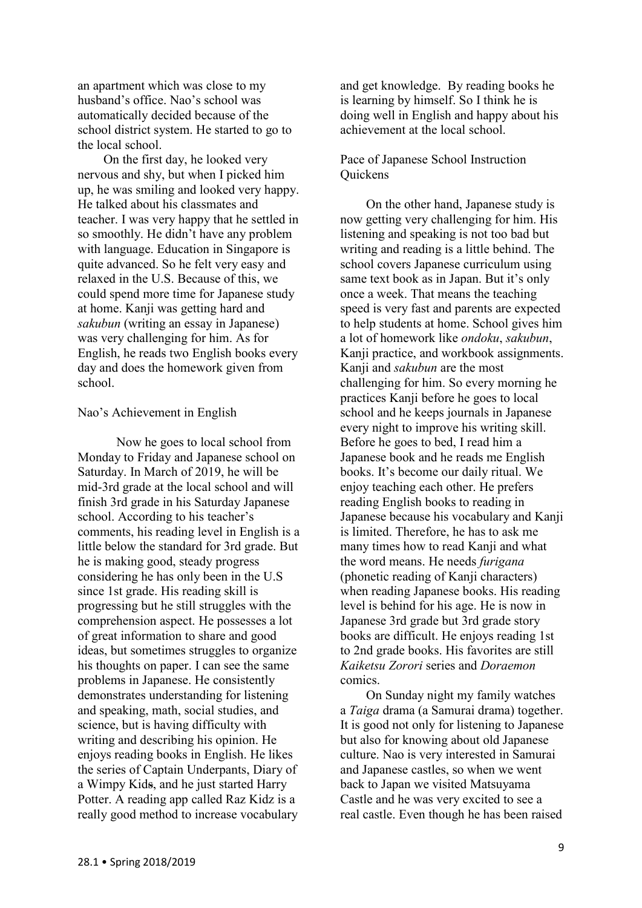an apartment which was close to my husband's office. Nao's school was automatically decided because of the school district system. He started to go to the local school.

On the first day, he looked very nervous and shy, but when I picked him up, he was smiling and looked very happy. He talked about his classmates and teacher. I was very happy that he settled in so smoothly. He didn't have any problem with language. Education in Singapore is quite advanced. So he felt very easy and relaxed in the U.S. Because of this, we could spend more time for Japanese study at home. Kanji was getting hard and *sakubun* (writing an essay in Japanese) was very challenging for him. As for English, he reads two English books every day and does the homework given from school.

### Nao's Achievement in English

Now he goes to local school from Monday to Friday and Japanese school on Saturday. In March of 2019, he will be mid-3rd grade at the local school and will finish 3rd grade in his Saturday Japanese school. According to his teacher's comments, his reading level in English is a little below the standard for 3rd grade. But he is making good, steady progress considering he has only been in the U.S since 1st grade. His reading skill is progressing but he still struggles with the comprehension aspect. He possesses a lot of great information to share and good ideas, but sometimes struggles to organize his thoughts on paper. I can see the same problems in Japanese. He consistently demonstrates understanding for listening and speaking, math, social studies, and science, but is having difficulty with writing and describing his opinion. He enjoys reading books in English. He likes the series of Captain Underpants, Diary of a Wimpy Kids, and he just started Harry Potter. A reading app called Raz Kidz is a really good method to increase vocabulary and get knowledge. By reading books he is learning by himself. So I think he is doing well in English and happy about his achievement at the local school.

### Pace of Japanese School Instruction Quickens

On the other hand, Japanese study is now getting very challenging for him. His listening and speaking is not too bad but writing and reading is a little behind. The school covers Japanese curriculum using same text book as in Japan. But it's only once a week. That means the teaching speed is very fast and parents are expected to help students at home. School gives him a lot of homework like *ondoku*, *sakubun*, Kanji practice, and workbook assignments. Kanji and *sakubun* are the most challenging for him. So every morning he practices Kanji before he goes to local school and he keeps journals in Japanese every night to improve his writing skill. Before he goes to bed, I read him a Japanese book and he reads me English books. It's become our daily ritual. We enjoy teaching each other. He prefers reading English books to reading in Japanese because his vocabulary and Kanji is limited. Therefore, he has to ask me many times how to read Kanji and what the word means. He needs *furigana* (phonetic reading of Kanji characters) when reading Japanese books. His reading level is behind for his age. He is now in Japanese 3rd grade but 3rd grade story books are difficult. He enjoys reading 1st to 2nd grade books. His favorites are still *Kaiketsu Zorori* series and *Doraemon* comics.

On Sunday night my family watches a *Taiga* drama (a Samurai drama) together. It is good not only for listening to Japanese but also for knowing about old Japanese culture. Nao is very interested in Samurai and Japanese castles, so when we went back to Japan we visited Matsuyama Castle and he was very excited to see a real castle. Even though he has been raised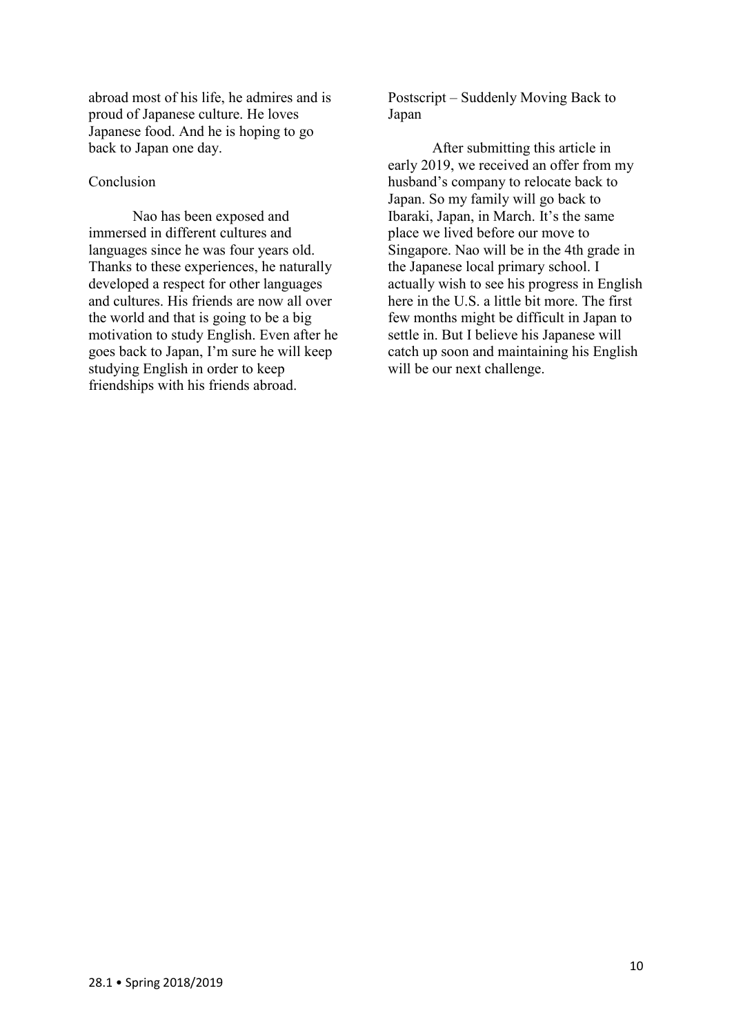abroad most of his life, he admires and is proud of Japanese culture. He loves Japanese food. And he is hoping to go back to Japan one day.

## Conclusion

Nao has been exposed and immersed in different cultures and languages since he was four years old. Thanks to these experiences, he naturally developed a respect for other languages and cultures. His friends are now all over the world and that is going to be a big motivation to study English. Even after he goes back to Japan, I'm sure he will keep studying English in order to keep friendships with his friends abroad.

## Postscript – Suddenly Moving Back to Japan

After submitting this article in early 2019, we received an offer from my husband's company to relocate back to Japan. So my family will go back to Ibaraki, Japan, in March. It's the same place we lived before our move to Singapore. Nao will be in the 4th grade in the Japanese local primary school. I actually wish to see his progress in English here in the U.S. a little bit more. The first few months might be difficult in Japan to settle in. But I believe his Japanese will catch up soon and maintaining his English will be our next challenge.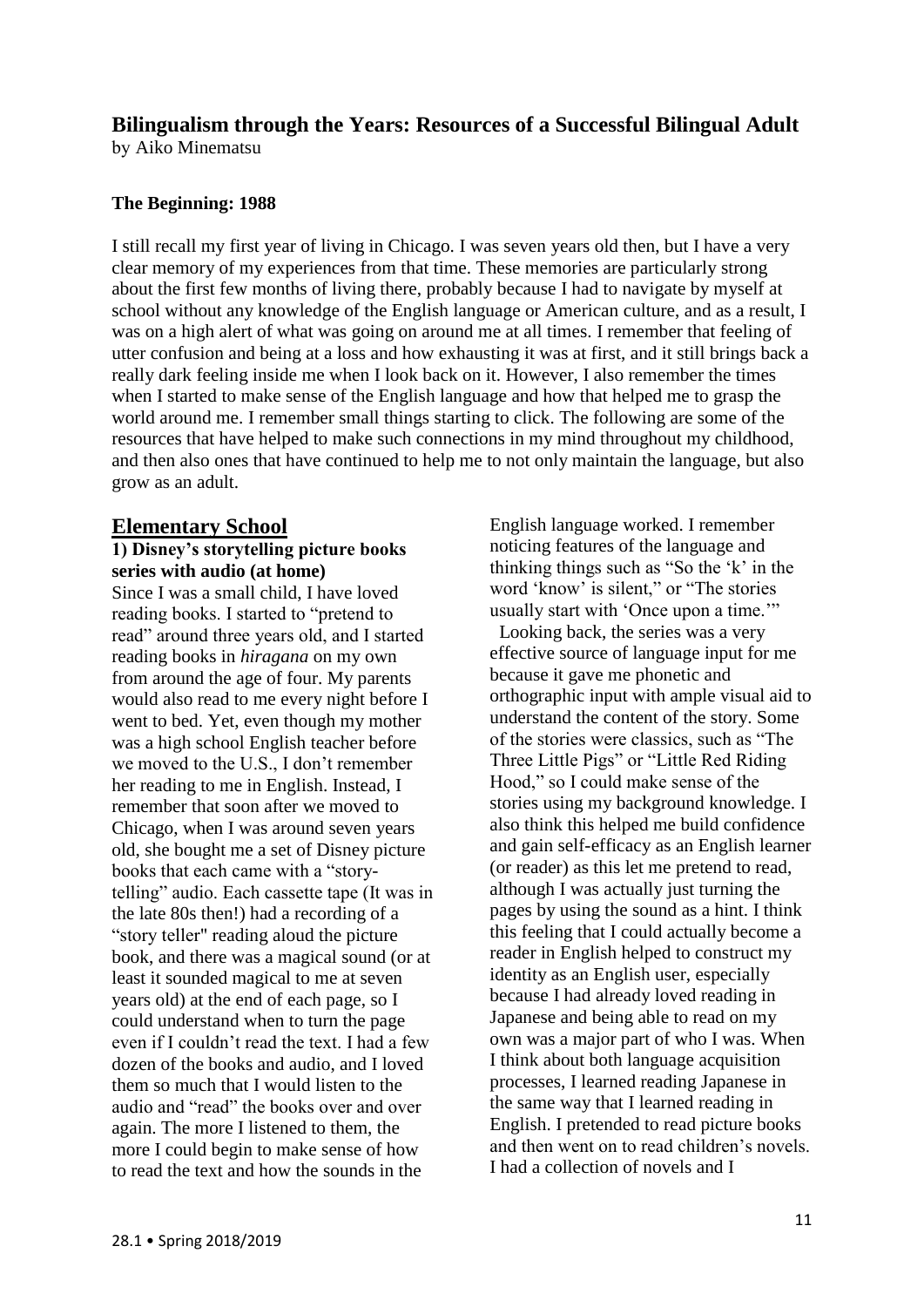# Bilingualism through the Years: Resources of a Successful Bilingual Adult

by Aiko Minematsu

### The Beginning: 1988

I still recall my first year of living in Chicago. I was seven years old then, but I have a very clear memory of my experiences from that time. These memories are particularly strong about the first few months of living there, probably because I had to navigate by myself at school without any knowledge of the English language or American culture, and as a result, I was on a high alert of what was going on around me at all times. I remember that feeling of utter confusion and being at a loss and how exhausting it was at first, and it still brings back a really dark feeling inside me when I look back on it. However, I also remember the times when I started to make sense of the English language and how that helped me to grasp the world around me. I remember small things starting to click. The following are some of the resources that have helped to make such connections in my mind throughout my childhood, and then also ones that have continued to help me to not only maintain the language, but also grow as an adult.

## Elementary School

### 1) Disney's storytelling picture books series with audio (at home)

Since I was a small child, I have loved reading books. I started to "pretend to read" around three years old, and I started reading books in *hiragana* on my own from around the age of four. My parents would also read to me every night before I went to bed. Yet, even though my mother was a high school English teacher before we moved to the U.S., I don't remember her reading to me in English. Instead, I remember that soon after we moved to Chicago, when I was around seven years old, she bought me a set of Disney picture books that each came with a "story-telling" audio. Each cassette tape (It was in the late 80s then!) had a recording of a "story teller" reading aloud the picture book, and there was a magical sound (or at least it sounded magical to me at seven years old) at the end of each page, so I could understand when to turn the page even if I couldn't read the text. I had a few dozen of the books and audio, and I loved them so much that I would listen to the audio and "read" the books over and over again. The more I listened to them, the more I could begin to make sense of how to read the text and how the sounds in the English language worked. I remember noticing features of the language and thinking things such as "So the 'k' in the word 'know' is silent," or "The stories usually start with 'Once upon a time.'"

Looking back, the series was a very effective source of language input for me because it gave me phonetic and orthographic input with ample visual aid to understand the content of the story. Some of the stories were classics, such as "The Three Little Pigs" or "Little Red Riding Hood," so I could make sense of the stories using my background knowledge. I also think this helped me build confidence and gain self-efficacy as an English learner (or reader) as this let me pretend to read, although I was actually just turning the pages by using the sound as a hint. I think this feeling that I could actually become a reader in English helped to construct my identity as an English user, especially because I had already loved reading in Japanese and being able to read on my own was a major part of who I was. When I think about both language acquisition processes, I learned reading Japanese in the same way that I learned reading in English. I pretended to read picture books and then went on to read children's novels. I had a collection of novels and I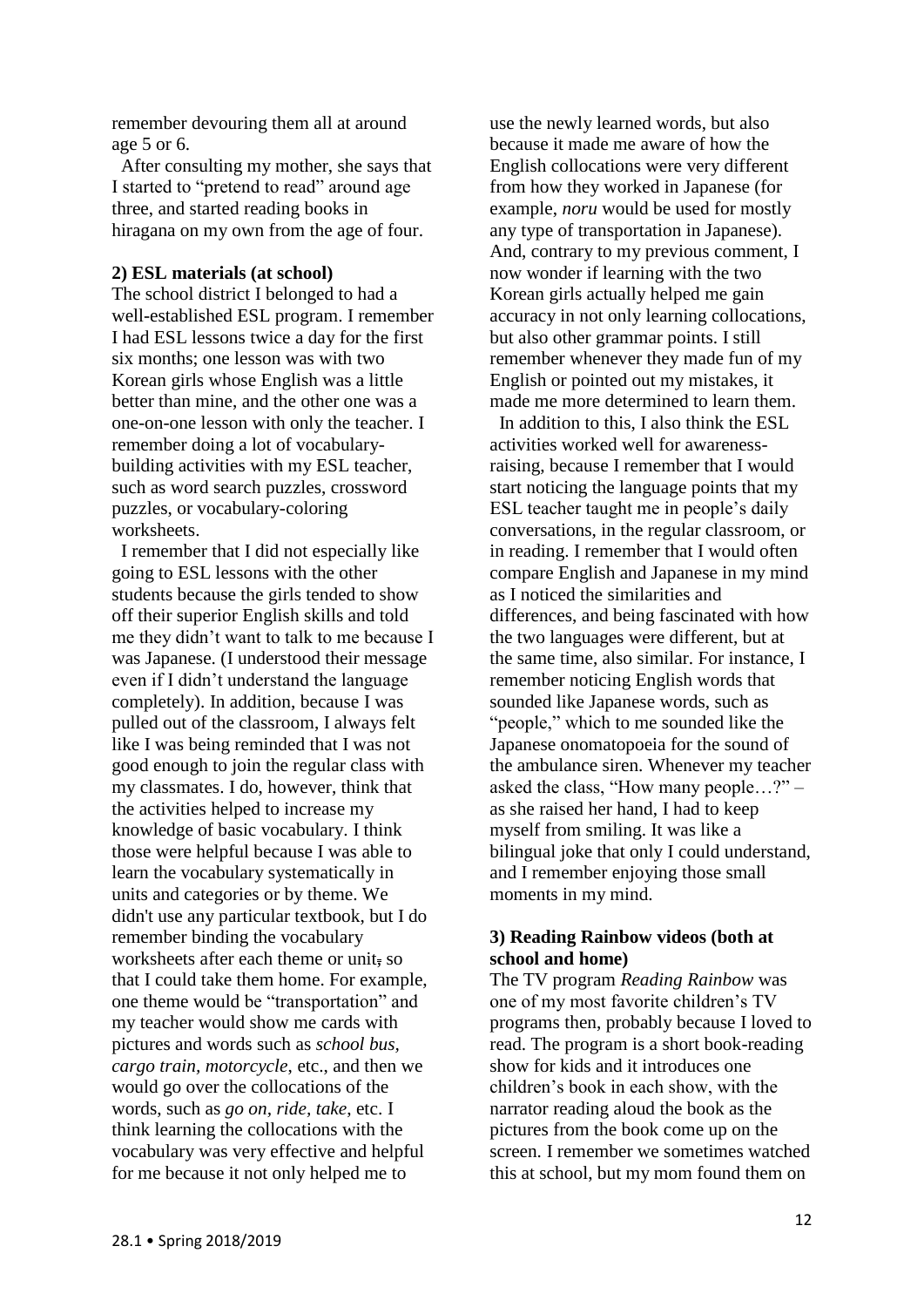remember devouring them all at around age 5 or 6.

After consulting my mother, she says that I started to "pretend to read" around age three, and started reading books in hiragana on my own from the age of four.

**2) ESL materials (at school)**

The school district I belonged to had a well-established ESL program. I remember I had ESL lessons twice a day for the first six months; one lesson was with two Korean girls whose English was a little better than mine, and the other one was a one-on-one lesson with only the teacher. I remember doing a lot of vocabulary-building activities with my ESL teacher, such as word search puzzles, crossword puzzles, or vocabulary-coloring worksheets.

I remember that I did not especially like going to ESL lessons with the other students because the girls tended to show off their superior English skills and told me they didn't want to talk to me because I was Japanese. (I understood their message even if I didn't understand the language completely). In addition, because I was pulled out of the classroom, I always felt like I was being reminded that I was not good enough to join the regular class with my classmates. I do, however, think that the activities helped to increase my knowledge of basic vocabulary. I think those were helpful because I was able to learn the vocabulary systematically in units and categories or by theme. We didn't use any particular textbook, but I do remember binding the vocabulary worksheets after each theme or unit, so that I could take them home. For example, one theme would be "transportation" and my teacher would show me cards with pictures and words such as *school bus*, *cargo train*, *motorcycle*, etc., and then we would go over the collocations of the words, such as *go on*, *ride*, *take*, etc. I think learning the collocations with the vocabulary was very effective and helpful for me because it not only helped me to use the newly learned words, but also because it made me aware of how the English collocations were very different from how they worked in Japanese (for example, *noru* would be used for mostly any type of transportation in Japanese). And, contrary to my previous comment, I now wonder if learning with the two Korean girls actually helped me gain accuracy in not only learning collocations, but also other grammar points. I still remember whenever they made fun of my English or pointed out my mistakes, it made me more determined to learn them.

In addition to this, I also think the ESL activities worked well for awareness-raising, because I remember that I would start noticing the language points that my ESL teacher taught me in people's daily conversations, in the regular classroom, or in reading. I remember that I would often compare English and Japanese in my mind as I noticed the similarities and differences, and being fascinated with how the two languages were different, but at the same time, also similar. For instance, I remember noticing English words that sounded like Japanese words, such as "people," which to me sounded like the Japanese onomatopoeia for the sound of the ambulance siren. Whenever my teacher asked the class, "How many people…?" – as she raised her hand, I had to keep myself from smiling. It was like a bilingual joke that only I could understand, and I remember enjoying those small moments in my mind.

**3) Reading Rainbow videos (both at school and home)**

The TV program *Reading Rainbow* was one of my most favorite children's TV programs then, probably because I loved to read. The program is a short book-reading show for kids and it introduces one children's book in each show, with the narrator reading aloud the book as the pictures from the book come up on the screen. I remember we sometimes watched this at school, but my mom found them on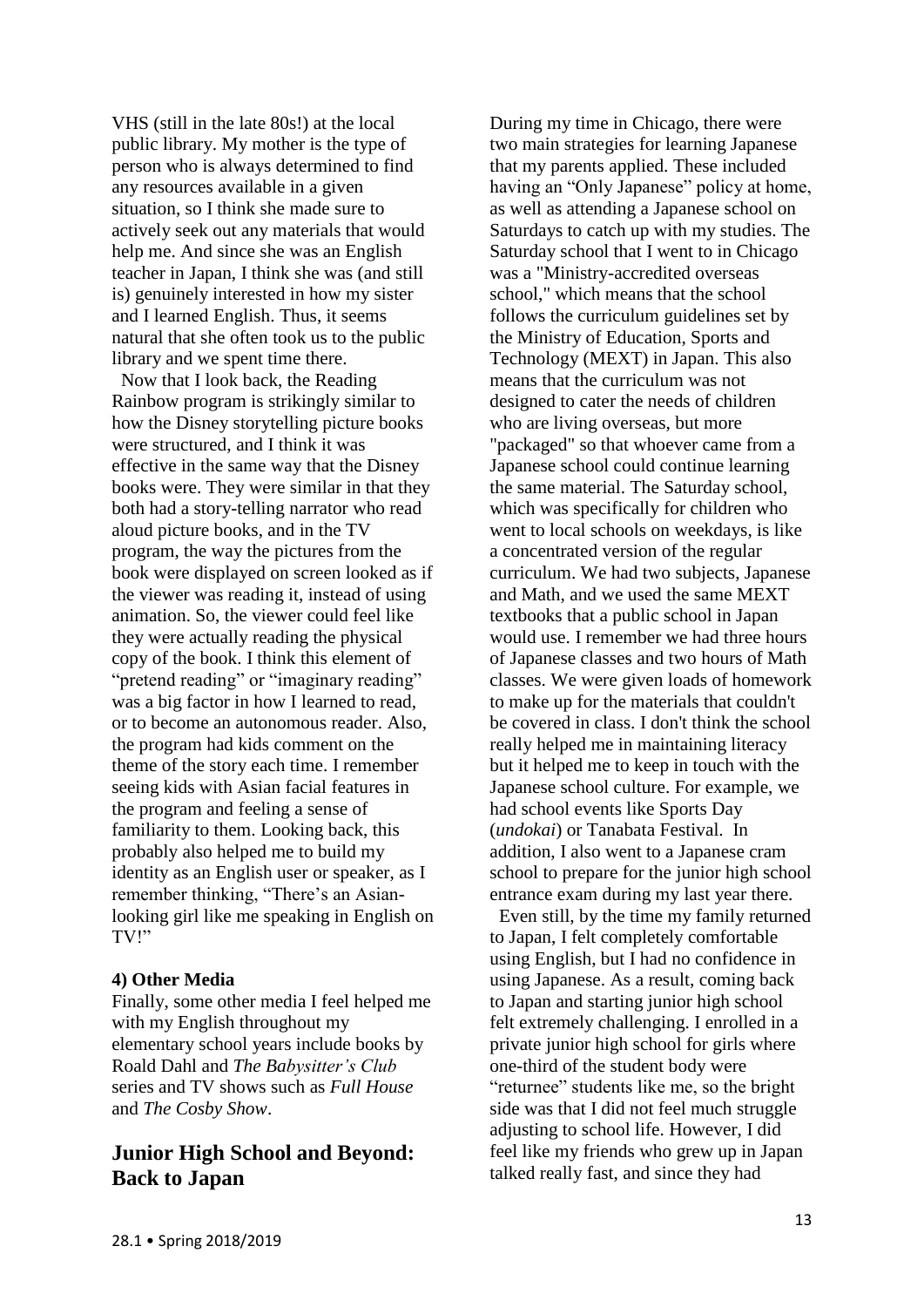VHS (still in the late 80s!) at the local public library. My mother is the type of person who is always determined to find any resources available in a given situation, so I think she made sure to actively seek out any materials that would help me. And since she was an English teacher in Japan, I think she was (and still is) genuinely interested in how my sister and I learned English. Thus, it seems natural that she often took us to the public library and we spent time there.

Now that I look back, the Reading Rainbow program is strikingly similar to how the Disney storytelling picture books were structured, and I think it was effective in the same way that the Disney books were. They were similar in that they both had a story-telling narrator who read aloud picture books, and in the TV program, the way the pictures from the book were displayed on screen looked as if the viewer was reading it, instead of using animation. So, the viewer could feel like they were actually reading the physical copy of the book. I think this element of "pretend reading" or "imaginary reading" was a big factor in how I learned to read, or to become an autonomous reader. Also, the program had kids comment on the theme of the story each time. I remember seeing kids with Asian facial features in the program and feeling a sense of familiarity to them. Looking back, this probably also helped me to build my identity as an English user or speaker, as I remember thinking, "There's an Asian-looking girl like me speaking in English on TV!"

**4) Other Media**

Finally, some other media I feel helped me with my English throughout my elementary school years include books by Roald Dahl and *The Babysitter's Club* series and TV shows such as *Full House* and *The Cosby Show*.

## Junior High School and Beyond: Back to Japan

During my time in Chicago, there were two main strategies for learning Japanese that my parents applied. These included having an "Only Japanese" policy at home, as well as attending a Japanese school on Saturdays to catch up with my studies. The Saturday school that I went to in Chicago was a "Ministry-accredited overseas school," which means that the school follows the curriculum guidelines set by the Ministry of Education, Sports and Technology (MEXT) in Japan. This also means that the curriculum was not designed to cater the needs of children who are living overseas, but more "packaged" so that whoever came from a Japanese school could continue learning the same material. The Saturday school, which was specifically for children who went to local schools on weekdays, is like a concentrated version of the regular curriculum. We had two subjects, Japanese and Math, and we used the same MEXT textbooks that a public school in Japan would use. I remember we had three hours of Japanese classes and two hours of Math classes. We were given loads of homework to make up for the materials that couldn't be covered in class. I don't think the school really helped me in maintaining literacy but it helped me to keep in touch with the Japanese school culture. For example, we had school events like Sports Day (*undokai*) or Tanabata Festival. In addition, I also went to a Japanese cram school to prepare for the junior high school entrance exam during my last year there.

Even still, by the time my family returned to Japan, I felt completely comfortable using English, but I had no confidence in using Japanese. As a result, coming back to Japan and starting junior high school felt extremely challenging. I enrolled in a private junior high school for girls where one-third of the student body were "returnee" students like me, so the bright side was that I did not feel much struggle adjusting to school life. However, I did feel like my friends who grew up in Japan talked really fast, and since they had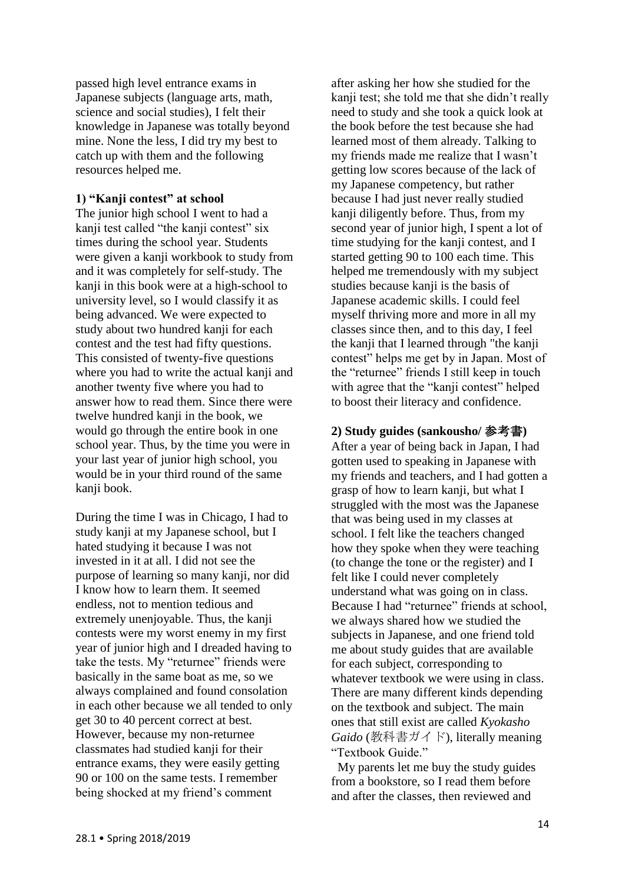passed high level entrance exams in Japanese subjects (language arts, math, science and social studies), I felt their knowledge in Japanese was totally beyond mine. None the less, I did try my best to catch up with them and the following resources helped me.

**1) "Kanji contest" at school**

The junior high school I went to had a kanji test called "the kanji contest" six times during the school year. Students were given a kanji workbook to study from and it was completely for self-study. The kanji in this book were at a high-school to university level, so I would classify it as being advanced. We were expected to study about two hundred kanji for each contest and the test had fifty questions. This consisted of twenty-five questions where you had to write the actual kanji and another twenty five where you had to answer how to read them. Since there were twelve hundred kanji in the book, we would go through the entire book in one school year. Thus, by the time you were in your last year of junior high school, you would be in your third round of the same kanji book.

During the time I was in Chicago, I had to study kanji at my Japanese school, but I hated studying it because I was not invested in it at all. I did not see the purpose of learning so many kanji, nor did I know how to learn them. It seemed endless, not to mention tedious and extremely unenjoyable. Thus, the kanji contests were my worst enemy in my first year of junior high and I dreaded having to take the tests. My "returnee" friends were basically in the same boat as me, so we always complained and found consolation in each other because we all tended to only get 30 to 40 percent correct at best. However, because my non-returnee classmates had studied kanji for their entrance exams, they were easily getting 90 or 100 on the same tests. I remember being shocked at my friend's comment after asking her how she studied for the kanji test; she told me that she didn't really need to study and she took a quick look at the book before the test because she had learned most of them already. Talking to my friends made me realize that I wasn't getting low scores because of the lack of my Japanese competency, but rather because I had just never really studied kanji diligently before. Thus, from my second year of junior high, I spent a lot of time studying for the kanji contest, and I started getting 90 to 100 each time. This helped me tremendously with my subject studies because kanji is the basis of Japanese academic skills. I could feel myself thriving more and more in all my classes since then, and to this day, I feel the kanji that I learned through "the kanji contest" helps me get by in Japan. Most of the "returnee" friends I still keep in touch with agree that the "kanji contest" helped to boost their literacy and confidence.

**2) Study guides (sankousho/ 参考書)**

After a year of being back in Japan, I had gotten used to speaking in Japanese with my friends and teachers, and I had gotten a grasp of how to learn kanji, but what I struggled with the most was the Japanese that was being used in my classes at school. I felt like the teachers changed how they spoke when they were teaching (to change the tone or the register) and I felt like I could never completely understand what was going on in class. Because I had "returnee" friends at school, we always shared how we studied the subjects in Japanese, and one friend told me about study guides that are available for each subject, corresponding to whatever textbook we were using in class. There are many different kinds depending on the textbook and subject. The main ones that still exist are called *Kyokasho Gaido* (教科書ガイド), literally meaning "Textbook Guide."

My parents let me buy the study guides from a bookstore, so I read them before and after the classes, then reviewed and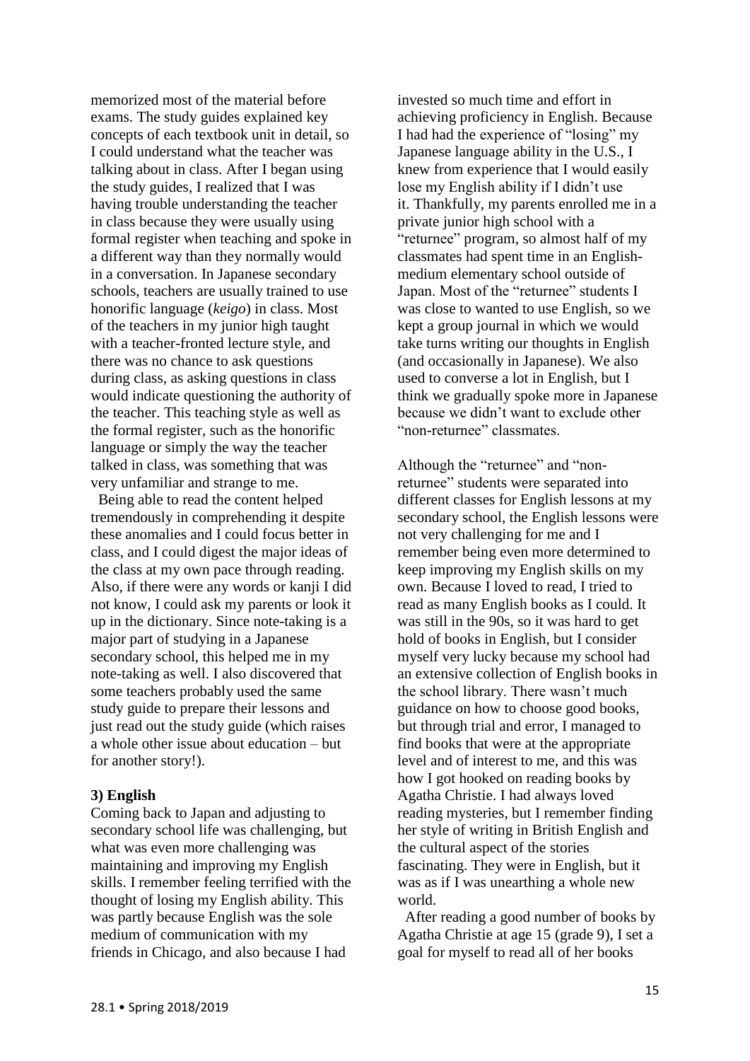memorized most of the material before exams. The study guides explained key concepts of each textbook unit in detail, so I could understand what the teacher was talking about in class. After I began using the study guides, I realized that I was having trouble understanding the teacher in class because they were usually using formal register when teaching and spoke in a different way than they normally would in a conversation. In Japanese secondary schools, teachers are usually trained to use honorific language (*keigo*) in class. Most of the teachers in my junior high taught with a teacher-fronted lecture style, and there was no chance to ask questions during class, as asking questions in class would indicate questioning the authority of the teacher. This teaching style as well as the formal register, such as the honorific language or simply the way the teacher talked in class, was something that was very unfamiliar and strange to me.

Being able to read the content helped tremendously in comprehending it despite these anomalies and I could focus better in class, and I could digest the major ideas of the class at my own pace through reading. Also, if there were any words or kanji I did not know, I could ask my parents or look it up in the dictionary. Since note-taking is a major part of studying in a Japanese secondary school, this helped me in my note-taking as well. I also discovered that some teachers probably used the same study guide to prepare their lessons and just read out the study guide (which raises a whole other issue about education – but for another story!).

**3) English**

Coming back to Japan and adjusting to secondary school life was challenging, but what was even more challenging was maintaining and improving my English skills. I remember feeling terrified with the thought of losing my English ability. This was partly because English was the sole medium of communication with my friends in Chicago, and also because I had invested so much time and effort in achieving proficiency in English. Because I had had the experience of "losing" my Japanese language ability in the U.S., I knew from experience that I would easily lose my English ability if I didn't use it. Thankfully, my parents enrolled me in a private junior high school with a "returnee" program, so almost half of my classmates had spent time in an English-medium elementary school outside of Japan. Most of the "returnee" students I was close to wanted to use English, so we kept a group journal in which we would take turns writing our thoughts in English (and occasionally in Japanese). We also used to converse a lot in English, but I think we gradually spoke more in Japanese because we didn't want to exclude other "non-returnee" classmates.

Although the "returnee" and "non-returnee" students were separated into different classes for English lessons at my secondary school, the English lessons were not very challenging for me and I remember being even more determined to keep improving my English skills on my own. Because I loved to read, I tried to read as many English books as I could. It was still in the 90s, so it was hard to get hold of books in English, but I consider myself very lucky because my school had an extensive collection of English books in the school library. There wasn't much guidance on how to choose good books, but through trial and error, I managed to find books that were at the appropriate level and of interest to me, and this was how I got hooked on reading books by Agatha Christie. I had always loved reading mysteries, but I remember finding her style of writing in British English and the cultural aspect of the stories fascinating. They were in English, but it was as if I was unearthing a whole new world.

After reading a good number of books by Agatha Christie at age 15 (grade 9), I set a goal for myself to read all of her books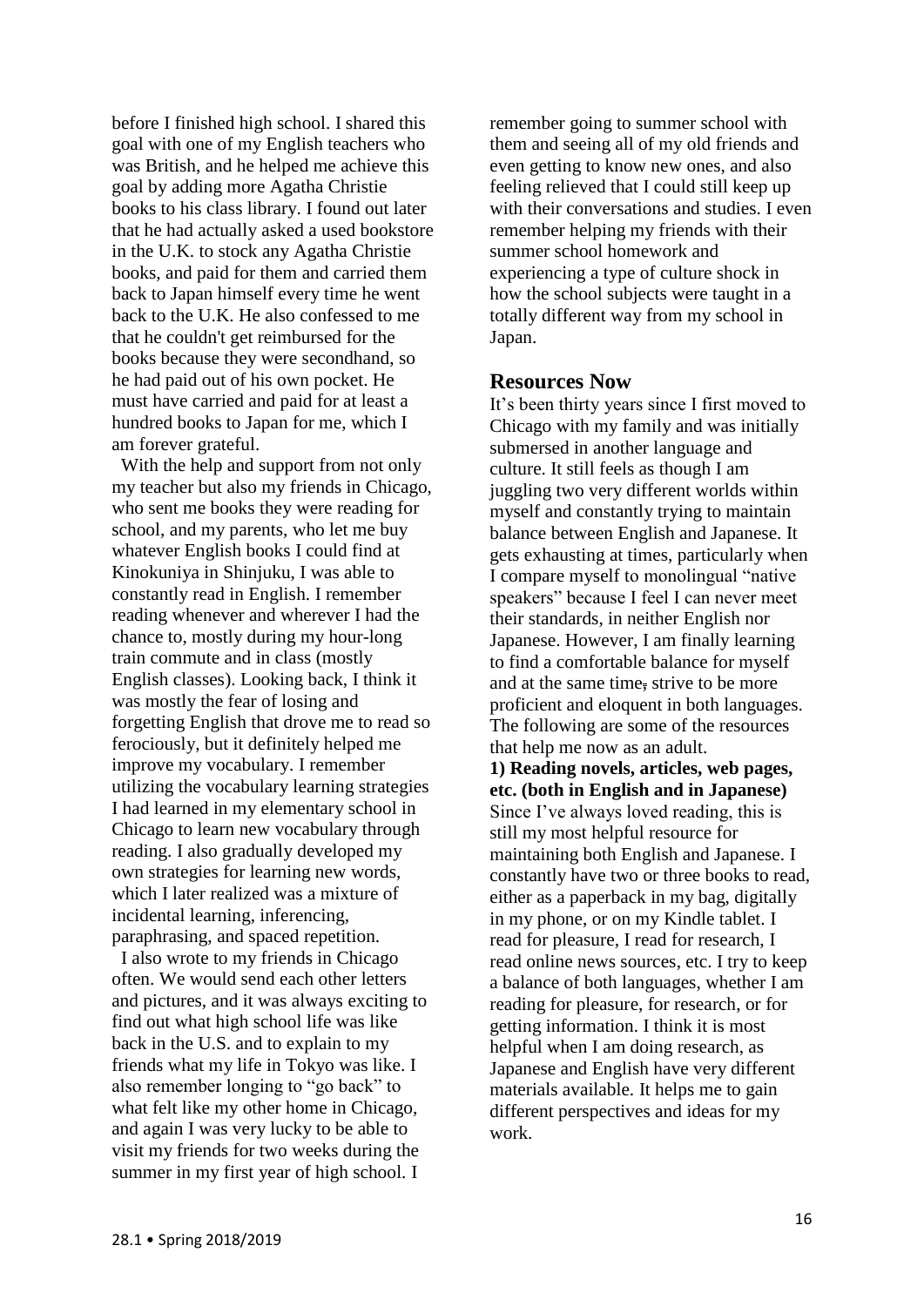before I finished high school. I shared this goal with one of my English teachers who was British, and he helped me achieve this goal by adding more Agatha Christie books to his class library. I found out later that he had actually asked a used bookstore in the U.K. to stock any Agatha Christie books, and paid for them and carried them back to Japan himself every time he went back to the U.K. He also confessed to me that he couldn't get reimbursed for the books because they were secondhand, so he had paid out of his own pocket. He must have carried and paid for at least a hundred books to Japan for me, which I am forever grateful.

With the help and support from not only my teacher but also my friends in Chicago, who sent me books they were reading for school, and my parents, who let me buy whatever English books I could find at Kinokuniya in Shinjuku, I was able to constantly read in English. I remember reading whenever and wherever I had the chance to, mostly during my hour-long train commute and in class (mostly English classes). Looking back, I think it was mostly the fear of losing and forgetting English that drove me to read so ferociously, but it definitely helped me improve my vocabulary. I remember utilizing the vocabulary learning strategies I had learned in my elementary school in Chicago to learn new vocabulary through reading. I also gradually developed my own strategies for learning new words, which I later realized was a mixture of incidental learning, inferencing, paraphrasing, and spaced repetition.

I also wrote to my friends in Chicago often. We would send each other letters and pictures, and it was always exciting to find out what high school life was like back in the U.S. and to explain to my friends what my life in Tokyo was like. I also remember longing to "go back" to what felt like my other home in Chicago, and again I was very lucky to be able to visit my friends for two weeks during the summer in my first year of high school. I remember going to summer school with them and seeing all of my old friends and even getting to know new ones, and also feeling relieved that I could still keep up with their conversations and studies. I even remember helping my friends with their summer school homework and experiencing a type of culture shock in how the school subjects were taught in a totally different way from my school in Japan.

## Resources Now

It's been thirty years since I first moved to Chicago with my family and was initially submersed in another language and culture. It still feels as though I am juggling two very different worlds within myself and constantly trying to maintain balance between English and Japanese. It gets exhausting at times, particularly when I compare myself to monolingual "native speakers" because I feel I can never meet their standards, in neither English nor Japanese. However, I am finally learning to find a comfortable balance for myself and at the same time, strive to be more proficient and eloquent in both languages. The following are some of the resources that help me now as an adult.

**1) Reading novels, articles, web pages, etc. (both in English and in Japanese)**
Since I've always loved reading, this is still my most helpful resource for maintaining both English and Japanese. I constantly have two or three books to read, either as a paperback in my bag, digitally in my phone, or on my Kindle tablet. I read for pleasure, I read for research, I read online news sources, etc. I try to keep a balance of both languages, whether I am reading for pleasure, for research, or for getting information. I think it is most helpful when I am doing research, as Japanese and English have very different materials available. It helps me to gain different perspectives and ideas for my work.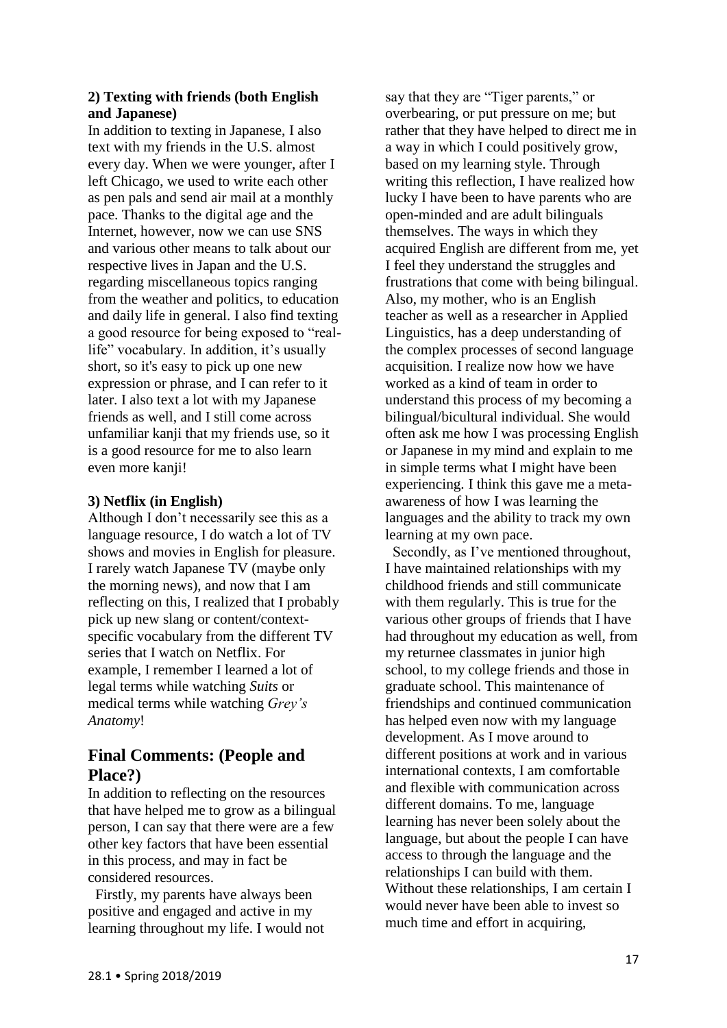**2) Texting with friends (both English and Japanese)**

In addition to texting in Japanese, I also text with my friends in the U.S. almost every day. When we were younger, after I left Chicago, we used to write each other as pen pals and send air mail at a monthly pace. Thanks to the digital age and the Internet, however, now we can use SNS and various other means to talk about our respective lives in Japan and the U.S. regarding miscellaneous topics ranging from the weather and politics, to education and daily life in general. I also find texting a good resource for being exposed to "real-life" vocabulary. In addition, it's usually short, so it's easy to pick up one new expression or phrase, and I can refer to it later. I also text a lot with my Japanese friends as well, and I still come across unfamiliar kanji that my friends use, so it is a good resource for me to also learn even more kanji!

**3) Netflix (in English)**

Although I don't necessarily see this as a language resource, I do watch a lot of TV shows and movies in English for pleasure. I rarely watch Japanese TV (maybe only the morning news), and now that I am reflecting on this, I realized that I probably pick up new slang or content/context-specific vocabulary from the different TV series that I watch on Netflix. For example, I remember I learned a lot of legal terms while watching *Suits* or medical terms while watching *Grey's Anatomy*!

## Final Comments: (People and Place?)

In addition to reflecting on the resources that have helped me to grow as a bilingual person, I can say that there were are a few other key factors that have been essential in this process, and may in fact be considered resources.

Firstly, my parents have always been positive and engaged and active in my learning throughout my life. I would not say that they are "Tiger parents," or overbearing, or put pressure on me; but rather that they have helped to direct me in a way in which I could positively grow, based on my learning style. Through writing this reflection, I have realized how lucky I have been to have parents who are open-minded and are adult bilinguals themselves. The ways in which they acquired English are different from me, yet I feel they understand the struggles and frustrations that come with being bilingual. Also, my mother, who is an English teacher as well as a researcher in Applied Linguistics, has a deep understanding of the complex processes of second language acquisition. I realize now how we have worked as a kind of team in order to understand this process of my becoming a bilingual/bicultural individual. She would often ask me how I was processing English or Japanese in my mind and explain to me in simple terms what I might have been experiencing. I think this gave me a meta-awareness of how I was learning the languages and the ability to track my own learning at my own pace.

Secondly, as I've mentioned throughout, I have maintained relationships with my childhood friends and still communicate with them regularly. This is true for the various other groups of friends that I have had throughout my education as well, from my returnee classmates in junior high school, to my college friends and those in graduate school. This maintenance of friendships and continued communication has helped even now with my language development. As I move around to different positions at work and in various international contexts, I am comfortable and flexible with communication across different domains. To me, language learning has never been solely about the language, but about the people I can have access to through the language and the relationships I can build with them. Without these relationships, I am certain I would never have been able to invest so much time and effort in acquiring,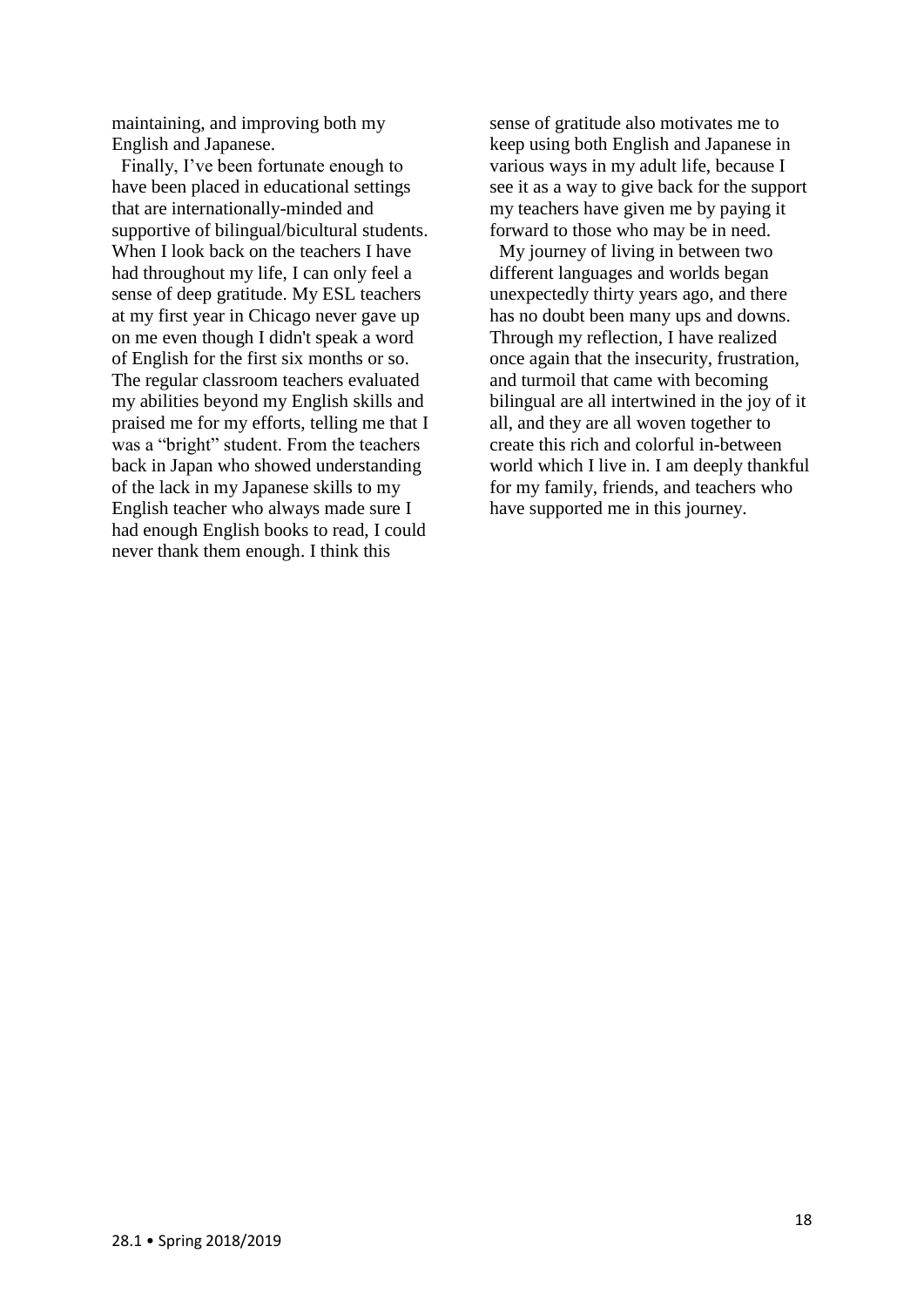maintaining, and improving both my English and Japanese.

Finally, I've been fortunate enough to have been placed in educational settings that are internationally-minded and supportive of bilingual/bicultural students. When I look back on the teachers I have had throughout my life, I can only feel a sense of deep gratitude. My ESL teachers at my first year in Chicago never gave up on me even though I didn't speak a word of English for the first six months or so. The regular classroom teachers evaluated my abilities beyond my English skills and praised me for my efforts, telling me that I was a "bright" student. From the teachers back in Japan who showed understanding of the lack in my Japanese skills to my English teacher who always made sure I had enough English books to read, I could never thank them enough. I think this sense of gratitude also motivates me to keep using both English and Japanese in various ways in my adult life, because I see it as a way to give back for the support my teachers have given me by paying it forward to those who may be in need.

My journey of living in between two different languages and worlds began unexpectedly thirty years ago, and there has no doubt been many ups and downs. Through my reflection, I have realized once again that the insecurity, frustration, and turmoil that came with becoming bilingual are all intertwined in the joy of it all, and they are all woven together to create this rich and colorful in-between world which I live in. I am deeply thankful for my family, friends, and teachers who have supported me in this journey.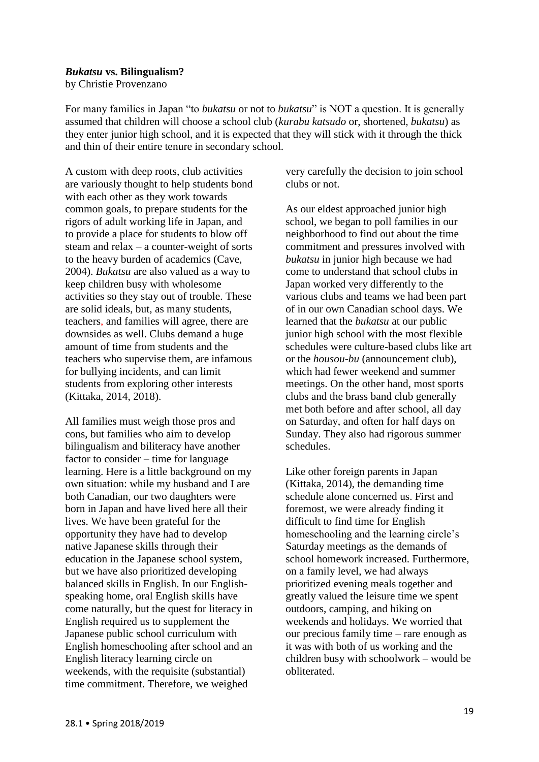## *Bukatsu* vs. Bilingualism?

by Christie Provenzano

For many families in Japan "to *bukatsu* or not to *bukatsu*" is NOT a question. It is generally assumed that children will choose a school club (*kurabu katsudo* or, shortened, *bukatsu*) as they enter junior high school, and it is expected that they will stick with it through the thick and thin of their entire tenure in secondary school.

A custom with deep roots, club activities are variously thought to help students bond with each other as they work towards common goals, to prepare students for the rigors of adult working life in Japan, and to provide a place for students to blow off steam and relax – a counter-weight of sorts to the heavy burden of academics (Cave, 2004). *Bukatsu* are also valued as a way to keep children busy with wholesome activities so they stay out of trouble. These are solid ideals, but, as many students, teachers, and families will agree, there are downsides as well. Clubs demand a huge amount of time from students and the teachers who supervise them, are infamous for bullying incidents, and can limit students from exploring other interests (Kittaka, 2014, 2018).

All families must weigh those pros and cons, but families who aim to develop bilingualism and biliteracy have another factor to consider – time for language learning. Here is a little background on my own situation: while my husband and I are both Canadian, our two daughters were born in Japan and have lived here all their lives. We have been grateful for the opportunity they have had to develop native Japanese skills through their education in the Japanese school system, but we have also prioritized developing balanced skills in English. In our English-speaking home, oral English skills have come naturally, but the quest for literacy in English required us to supplement the Japanese public school curriculum with English homeschooling after school and an English literacy learning circle on weekends, with the requisite (substantial) time commitment. Therefore, we weighed very carefully the decision to join school clubs or not.

As our eldest approached junior high school, we began to poll families in our neighborhood to find out about the time commitment and pressures involved with *bukatsu* in junior high because we had come to understand that school clubs in Japan worked very differently to the various clubs and teams we had been part of in our own Canadian school days. We learned that the *bukatsu* at our public junior high school with the most flexible schedules were culture-based clubs like art or the *housou-bu* (announcement club), which had fewer weekend and summer meetings. On the other hand, most sports clubs and the brass band club generally met both before and after school, all day on Saturday, and often for half days on Sunday. They also had rigorous summer schedules.

Like other foreign parents in Japan (Kittaka, 2014), the demanding time schedule alone concerned us. First and foremost, we were already finding it difficult to find time for English homeschooling and the learning circle's Saturday meetings as the demands of school homework increased. Furthermore, on a family level, we had always prioritized evening meals together and greatly valued the leisure time we spent outdoors, camping, and hiking on weekends and holidays. We worried that our precious family time – rare enough as it was with both of us working and the children busy with schoolwork – would be obliterated.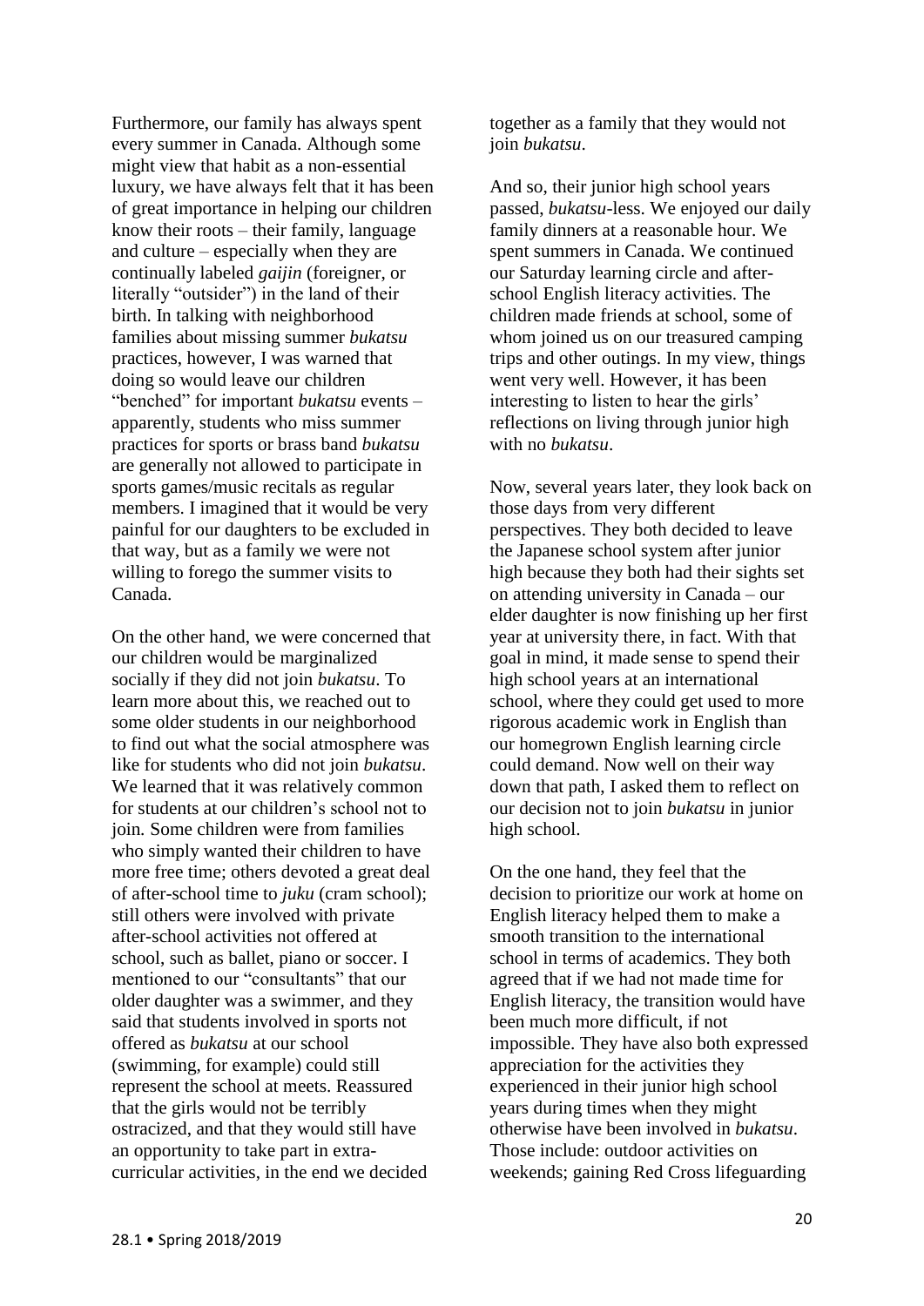Furthermore, our family has always spent every summer in Canada. Although some might view that habit as a non-essential luxury, we have always felt that it has been of great importance in helping our children know their roots – their family, language and culture – especially when they are continually labeled *gaijin* (foreigner, or literally "outsider") in the land of their birth. In talking with neighborhood families about missing summer *bukatsu* practices, however, I was warned that doing so would leave our children "benched" for important *bukatsu* events – apparently, students who miss summer practices for sports or brass band *bukatsu* are generally not allowed to participate in sports games/music recitals as regular members. I imagined that it would be very painful for our daughters to be excluded in that way, but as a family we were not willing to forego the summer visits to Canada.

On the other hand, we were concerned that our children would be marginalized socially if they did not join *bukatsu*. To learn more about this, we reached out to some older students in our neighborhood to find out what the social atmosphere was like for students who did not join *bukatsu*. We learned that it was relatively common for students at our children's school not to join. Some children were from families who simply wanted their children to have more free time; others devoted a great deal of after-school time to *juku* (cram school); still others were involved with private after-school activities not offered at school, such as ballet, piano or soccer. I mentioned to our "consultants" that our older daughter was a swimmer, and they said that students involved in sports not offered as *bukatsu* at our school (swimming, for example) could still represent the school at meets. Reassured that the girls would not be terribly ostracized, and that they would still have an opportunity to take part in extra-curricular activities, in the end we decided together as a family that they would not join *bukatsu*.

And so, their junior high school years passed, *bukatsu*-less. We enjoyed our daily family dinners at a reasonable hour. We spent summers in Canada. We continued our Saturday learning circle and after-school English literacy activities. The children made friends at school, some of whom joined us on our treasured camping trips and other outings. In my view, things went very well. However, it has been interesting to listen to hear the girls' reflections on living through junior high with no *bukatsu*.

Now, several years later, they look back on those days from very different perspectives. They both decided to leave the Japanese school system after junior high because they both had their sights set on attending university in Canada – our elder daughter is now finishing up her first year at university there, in fact. With that goal in mind, it made sense to spend their high school years at an international school, where they could get used to more rigorous academic work in English than our homegrown English learning circle could demand. Now well on their way down that path, I asked them to reflect on our decision not to join *bukatsu* in junior high school.

On the one hand, they feel that the decision to prioritize our work at home on English literacy helped them to make a smooth transition to the international school in terms of academics. They both agreed that if we had not made time for English literacy, the transition would have been much more difficult, if not impossible. They have also both expressed appreciation for the activities they experienced in their junior high school years during times when they might otherwise have been involved in *bukatsu*. Those include: outdoor activities on weekends; gaining Red Cross lifeguarding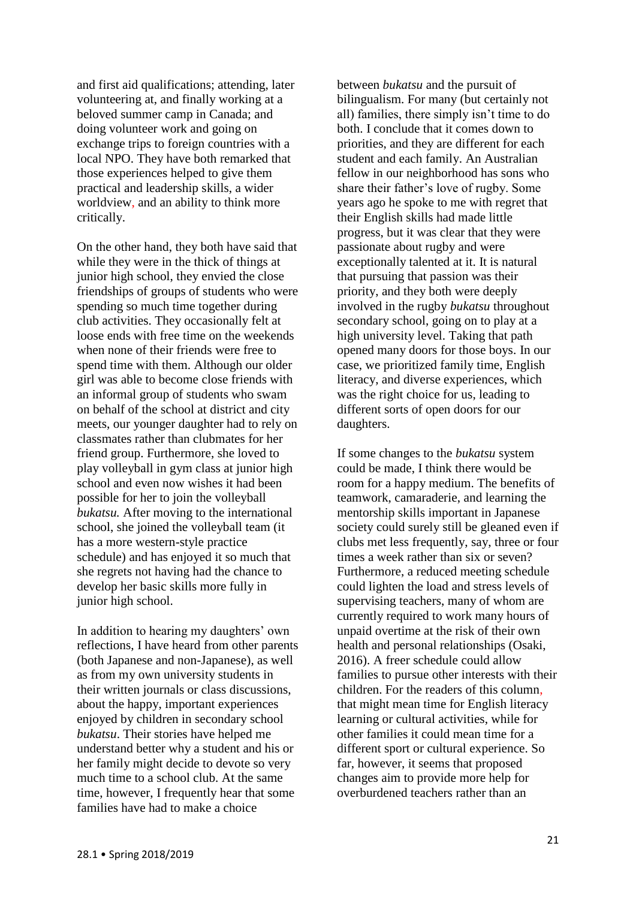and first aid qualifications; attending, later volunteering at, and finally working at a beloved summer camp in Canada; and doing volunteer work and going on exchange trips to foreign countries with a local NPO. They have both remarked that those experiences helped to give them practical and leadership skills, a wider worldview, and an ability to think more critically.

On the other hand, they both have said that while they were in the thick of things at junior high school, they envied the close friendships of groups of students who were spending so much time together during club activities. They occasionally felt at loose ends with free time on the weekends when none of their friends were free to spend time with them. Although our older girl was able to become close friends with an informal group of students who swam on behalf of the school at district and city meets, our younger daughter had to rely on classmates rather than clubmates for her friend group. Furthermore, she loved to play volleyball in gym class at junior high school and even now wishes it had been possible for her to join the volleyball *bukatsu.* After moving to the international school, she joined the volleyball team (it has a more western-style practice schedule) and has enjoyed it so much that she regrets not having had the chance to develop her basic skills more fully in junior high school.

In addition to hearing my daughters' own reflections, I have heard from other parents (both Japanese and non-Japanese), as well as from my own university students in their written journals or class discussions, about the happy, important experiences enjoyed by children in secondary school *bukatsu*. Their stories have helped me understand better why a student and his or her family might decide to devote so very much time to a school club. At the same time, however, I frequently hear that some families have had to make a choice between *bukatsu* and the pursuit of bilingualism. For many (but certainly not all) families, there simply isn't time to do both. I conclude that it comes down to priorities, and they are different for each student and each family. An Australian fellow in our neighborhood has sons who share their father's love of rugby. Some years ago he spoke to me with regret that their English skills had made little progress, but it was clear that they were passionate about rugby and were exceptionally talented at it. It is natural that pursuing that passion was their priority, and they both were deeply involved in the rugby *bukatsu* throughout secondary school, going on to play at a high university level. Taking that path opened many doors for those boys. In our case, we prioritized family time, English literacy, and diverse experiences, which was the right choice for us, leading to different sorts of open doors for our daughters.

If some changes to the *bukatsu* system could be made, I think there would be room for a happy medium. The benefits of teamwork, camaraderie, and learning the mentorship skills important in Japanese society could surely still be gleaned even if clubs met less frequently, say, three or four times a week rather than six or seven? Furthermore, a reduced meeting schedule could lighten the load and stress levels of supervising teachers, many of whom are currently required to work many hours of unpaid overtime at the risk of their own health and personal relationships (Osaki, 2016). A freer schedule could allow families to pursue other interests with their children. For the readers of this column, that might mean time for English literacy learning or cultural activities, while for other families it could mean time for a different sport or cultural experience. So far, however, it seems that proposed changes aim to provide more help for overburdened teachers rather than an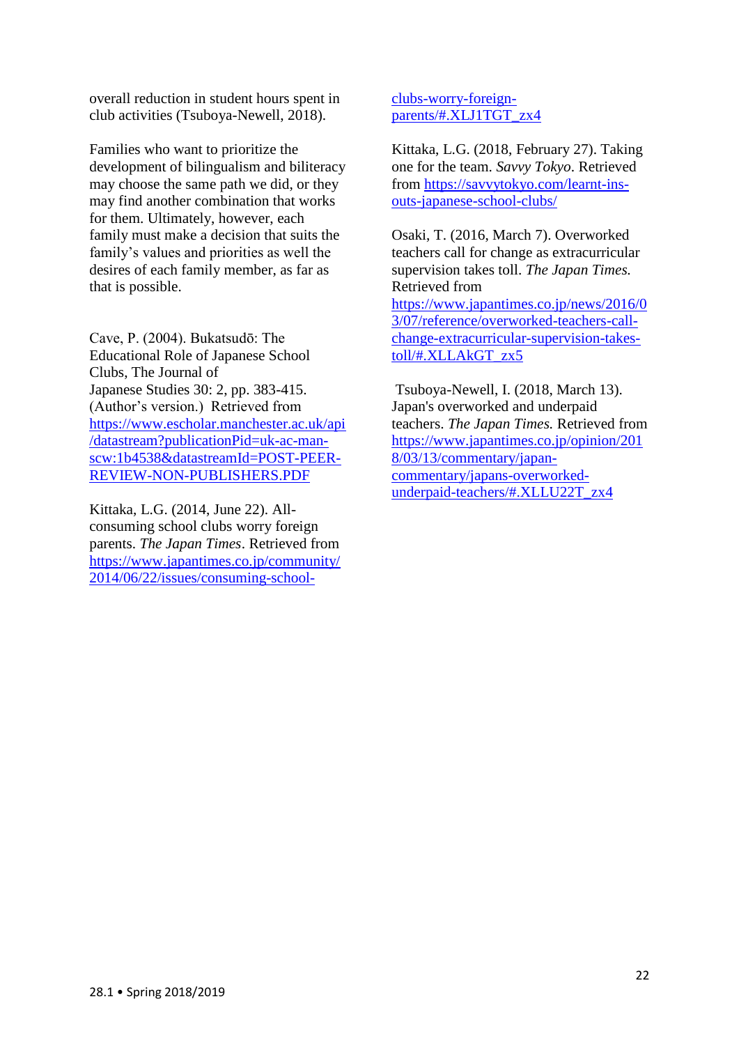overall reduction in student hours spent in club activities (Tsuboya-Newell, 2018).

Families who want to prioritize the development of bilingualism and biliteracy may choose the same path we did, or they may find another combination that works for them. Ultimately, however, each family must make a decision that suits the family's values and priorities as well the desires of each family member, as far as that is possible.

Cave, P. (2004). Bukatsudō: The Educational Role of Japanese School Clubs, The Journal of Japanese Studies 30: 2, pp. 383-415. (Author's version.) Retrieved from https://www.escholar.manchester.ac.uk/api/datastream?publicationPid=uk-ac-man-scw:1b4538&datastreamId=POST-PEER-REVIEW-NON-PUBLISHERS.PDF

Kittaka, L.G. (2014, June 22). All-consuming school clubs worry foreign parents. *The Japan Times*. Retrieved from https://www.japantimes.co.jp/community/2014/06/22/issues/consuming-school-clubs-worry-foreign-parents/#.XLJ1TGT_zx4

Kittaka, L.G. (2018, February 27). Taking one for the team. *Savvy Tokyo*. Retrieved from https://savvytokyo.com/learnt-ins-outs-japanese-school-clubs/

Osaki, T. (2016, March 7). Overworked teachers call for change as extracurricular supervision takes toll. *The Japan Times.* Retrieved from https://www.japantimes.co.jp/news/2016/03/07/reference/overworked-teachers-call-change-extracurricular-supervision-takes-toll/#.XLLAkGT_zx5

Tsuboya-Newell, I. (2018, March 13). Japan's overworked and underpaid teachers. *The Japan Times.* Retrieved from https://www.japantimes.co.jp/opinion/2018/03/13/commentary/japan-commentary/japans-overworked-underpaid-teachers/#.XLLU22T_zx4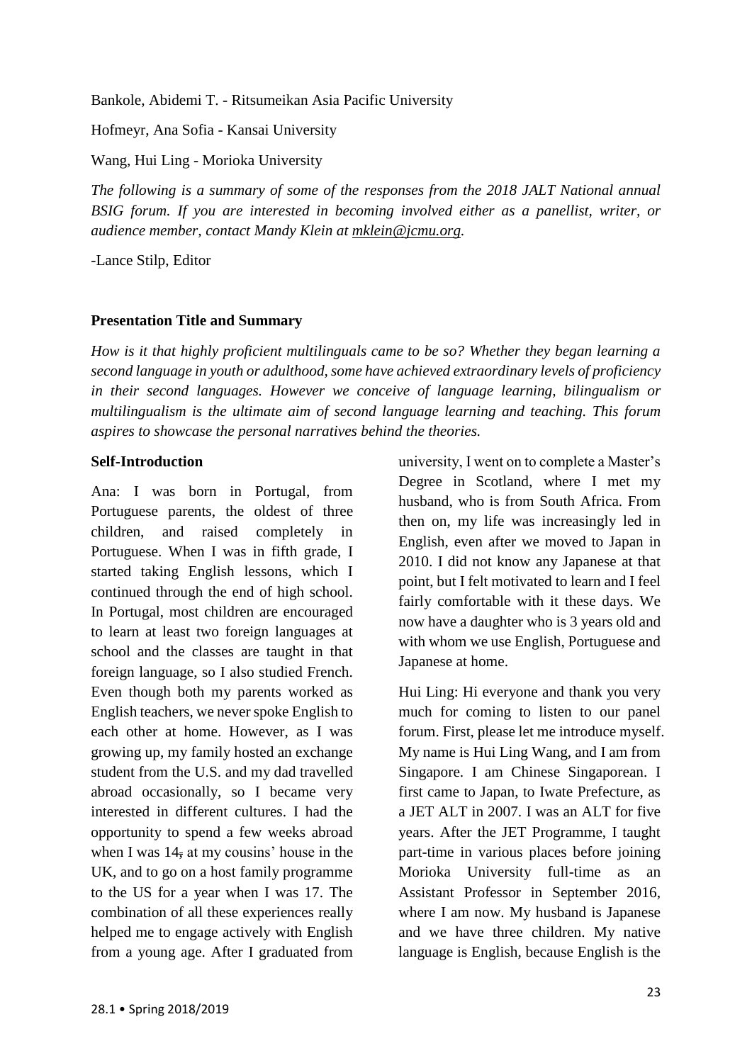Bankole, Abidemi T. - Ritsumeikan Asia Pacific University

Hofmeyr, Ana Sofia - Kansai University

Wang, Hui Ling - Morioka University

*The following is a summary of some of the responses from the 2018 JALT National annual BSIG forum. If you are interested in becoming involved either as a panellist, writer, or audience member, contact Mandy Klein at [mklein@jcmu.org](mailto:mklein@jcmu.org).*

-Lance Stilp, Editor

**Presentation Title and Summary**

*How is it that highly proficient multilinguals came to be so? Whether they began learning a second language in youth or adulthood, some have achieved extraordinary levels of proficiency in their second languages. However we conceive of language learning, bilingualism or multilingualism is the ultimate aim of second language learning and teaching. This forum aspires to showcase the personal narratives behind the theories.*

**Self-Introduction**

Ana: I was born in Portugal, from Portuguese parents, the oldest of three children, and raised completely in Portuguese. When I was in fifth grade, I started taking English lessons, which I continued through the end of high school. In Portugal, most children are encouraged to learn at least two foreign languages at school and the classes are taught in that foreign language, so I also studied French. Even though both my parents worked as English teachers, we never spoke English to each other at home. However, as I was growing up, my family hosted an exchange student from the U.S. and my dad travelled abroad occasionally, so I became very interested in different cultures. I had the opportunity to spend a few weeks abroad when I was 14, at my cousins' house in the UK, and to go on a host family programme to the US for a year when I was 17. The combination of all these experiences really helped me to engage actively with English from a young age. After I graduated from university, I went on to complete a Master's Degree in Scotland, where I met my husband, who is from South Africa. From then on, my life was increasingly led in English, even after we moved to Japan in 2010. I did not know any Japanese at that point, but I felt motivated to learn and I feel fairly comfortable with it these days. We now have a daughter who is 3 years old and with whom we use English, Portuguese and Japanese at home.

Hui Ling: Hi everyone and thank you very much for coming to listen to our panel forum. First, please let me introduce myself. My name is Hui Ling Wang, and I am from Singapore. I am Chinese Singaporean. I first came to Japan, to Iwate Prefecture, as a JET ALT in 2007. I was an ALT for five years. After the JET Programme, I taught part-time in various places before joining Morioka University full-time as an Assistant Professor in September 2016, where I am now. My husband is Japanese and we have three children. My native language is English, because English is the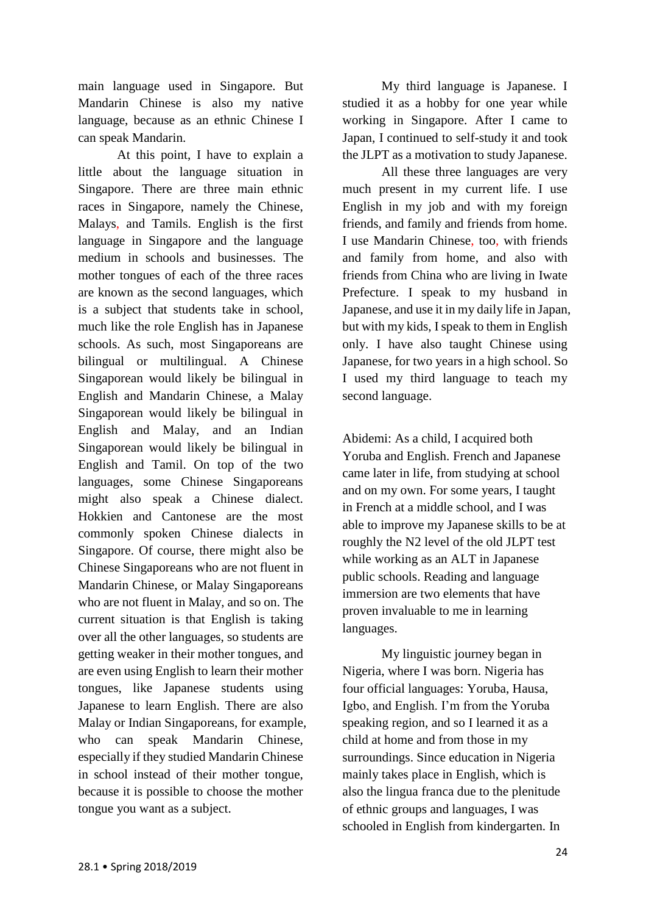main language used in Singapore. But Mandarin Chinese is also my native language, because as an ethnic Chinese I can speak Mandarin.

At this point, I have to explain a little about the language situation in Singapore. There are three main ethnic races in Singapore, namely the Chinese, Malays, and Tamils. English is the first language in Singapore and the language medium in schools and businesses. The mother tongues of each of the three races are known as the second languages, which is a subject that students take in school, much like the role English has in Japanese schools. As such, most Singaporeans are bilingual or multilingual. A Chinese Singaporean would likely be bilingual in English and Mandarin Chinese, a Malay Singaporean would likely be bilingual in English and Malay, and an Indian Singaporean would likely be bilingual in English and Tamil. On top of the two languages, some Chinese Singaporeans might also speak a Chinese dialect. Hokkien and Cantonese are the most commonly spoken Chinese dialects in Singapore. Of course, there might also be Chinese Singaporeans who are not fluent in Mandarin Chinese, or Malay Singaporeans who are not fluent in Malay, and so on. The current situation is that English is taking over all the other languages, so students are getting weaker in their mother tongues, and are even using English to learn their mother tongues, like Japanese students using Japanese to learn English. There are also Malay or Indian Singaporeans, for example, who can speak Mandarin Chinese, especially if they studied Mandarin Chinese in school instead of their mother tongue, because it is possible to choose the mother tongue you want as a subject.

My third language is Japanese. I studied it as a hobby for one year while working in Singapore. After I came to Japan, I continued to self-study it and took the JLPT as a motivation to study Japanese.

All these three languages are very much present in my current life. I use English in my job and with my foreign friends, and family and friends from home. I use Mandarin Chinese, too, with friends and family from home, and also with friends from China who are living in Iwate Prefecture. I speak to my husband in Japanese, and use it in my daily life in Japan, but with my kids, I speak to them in English only. I have also taught Chinese using Japanese, for two years in a high school. So I used my third language to teach my second language.

Abidemi: As a child, I acquired both Yoruba and English. French and Japanese came later in life, from studying at school and on my own. For some years, I taught in French at a middle school, and I was able to improve my Japanese skills to be at roughly the N2 level of the old JLPT test while working as an ALT in Japanese public schools. Reading and language immersion are two elements that have proven invaluable to me in learning languages.

My linguistic journey began in Nigeria, where I was born. Nigeria has four official languages: Yoruba, Hausa, Igbo, and English. I'm from the Yoruba speaking region, and so I learned it as a child at home and from those in my surroundings. Since education in Nigeria mainly takes place in English, which is also the lingua franca due to the plenitude of ethnic groups and languages, I was schooled in English from kindergarten. In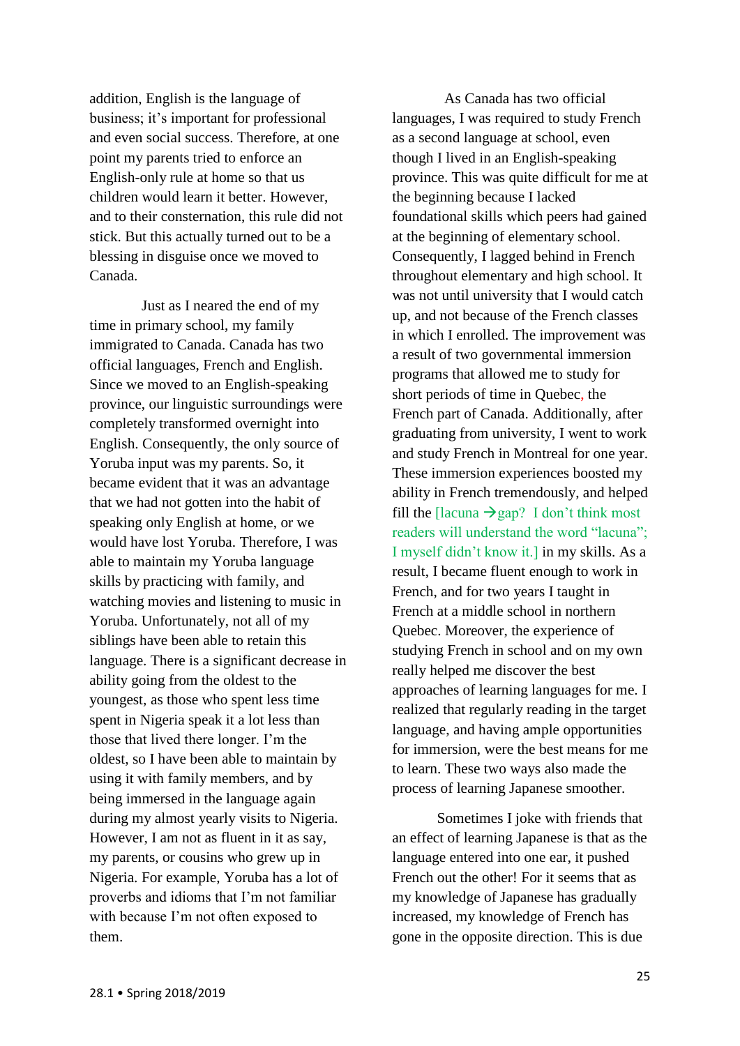addition, English is the language of business; it's important for professional and even social success. Therefore, at one point my parents tried to enforce an English-only rule at home so that us children would learn it better. However, and to their consternation, this rule did not stick. But this actually turned out to be a blessing in disguise once we moved to Canada.

Just as I neared the end of my time in primary school, my family immigrated to Canada. Canada has two official languages, French and English. Since we moved to an English-speaking province, our linguistic surroundings were completely transformed overnight into English. Consequently, the only source of Yoruba input was my parents. So, it became evident that it was an advantage that we had not gotten into the habit of speaking only English at home, or we would have lost Yoruba. Therefore, I was able to maintain my Yoruba language skills by practicing with family, and watching movies and listening to music in Yoruba. Unfortunately, not all of my siblings have been able to retain this language. There is a significant decrease in ability going from the oldest to the youngest, as those who spent less time spent in Nigeria speak it a lot less than those that lived there longer. I'm the oldest, so I have been able to maintain by using it with family members, and by being immersed in the language again during my almost yearly visits to Nigeria. However, I am not as fluent in it as say, my parents, or cousins who grew up in Nigeria. For example, Yoruba has a lot of proverbs and idioms that I'm not familiar with because I'm not often exposed to them.

As Canada has two official languages, I was required to study French as a second language at school, even though I lived in an English-speaking province. This was quite difficult for me at the beginning because I lacked foundational skills which peers had gained at the beginning of elementary school. Consequently, I lagged behind in French throughout elementary and high school. It was not until university that I would catch up, and not because of the French classes in which I enrolled. The improvement was a result of two governmental immersion programs that allowed me to study for short periods of time in Quebec, the French part of Canada. Additionally, after graduating from university, I went to work and study French in Montreal for one year. These immersion experiences boosted my ability in French tremendously, and helped fill the [lacuna →gap? I don't think most readers will understand the word "lacuna"; I myself didn't know it.] in my skills. As a result, I became fluent enough to work in French, and for two years I taught in French at a middle school in northern Quebec. Moreover, the experience of studying French in school and on my own really helped me discover the best approaches of learning languages for me. I realized that regularly reading in the target language, and having ample opportunities for immersion, were the best means for me to learn. These two ways also made the process of learning Japanese smoother.

Sometimes I joke with friends that an effect of learning Japanese is that as the language entered into one ear, it pushed French out the other! For it seems that as my knowledge of Japanese has gradually increased, my knowledge of French has gone in the opposite direction. This is due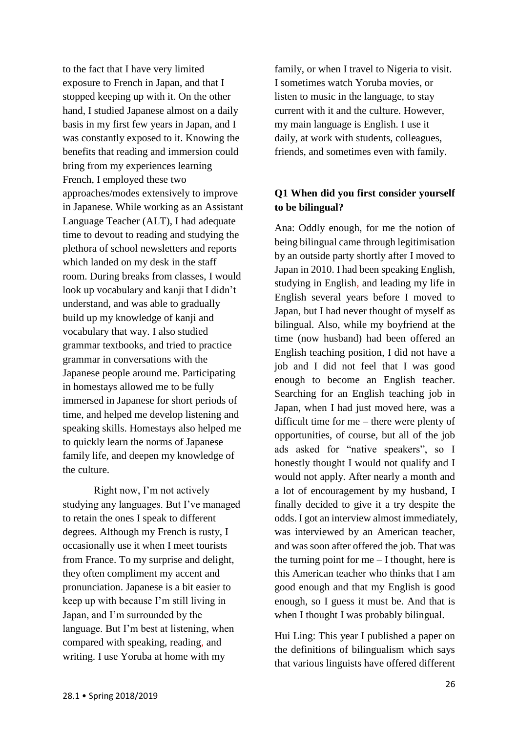to the fact that I have very limited exposure to French in Japan, and that I stopped keeping up with it. On the other hand, I studied Japanese almost on a daily basis in my first few years in Japan, and I was constantly exposed to it. Knowing the benefits that reading and immersion could bring from my experiences learning French, I employed these two approaches/modes extensively to improve in Japanese. While working as an Assistant Language Teacher (ALT), I had adequate time to devout to reading and studying the plethora of school newsletters and reports which landed on my desk in the staff room. During breaks from classes, I would look up vocabulary and kanji that I didn't understand, and was able to gradually build up my knowledge of kanji and vocabulary that way. I also studied grammar textbooks, and tried to practice grammar in conversations with the Japanese people around me. Participating in homestays allowed me to be fully immersed in Japanese for short periods of time, and helped me develop listening and speaking skills. Homestays also helped me to quickly learn the norms of Japanese family life, and deepen my knowledge of the culture.

Right now, I'm not actively studying any languages. But I've managed to retain the ones I speak to different degrees. Although my French is rusty, I occasionally use it when I meet tourists from France. To my surprise and delight, they often compliment my accent and pronunciation. Japanese is a bit easier to keep up with because I'm still living in Japan, and I'm surrounded by the language. But I'm best at listening, when compared with speaking, reading, and writing. I use Yoruba at home with my family, or when I travel to Nigeria to visit. I sometimes watch Yoruba movies, or listen to music in the language, to stay current with it and the culture. However, my main language is English. I use it daily, at work with students, colleagues, friends, and sometimes even with family.

**Q1 When did you first consider yourself to be bilingual?**

Ana: Oddly enough, for me the notion of being bilingual came through legitimisation by an outside party shortly after I moved to Japan in 2010. I had been speaking English, studying in English, and leading my life in English several years before I moved to Japan, but I had never thought of myself as bilingual. Also, while my boyfriend at the time (now husband) had been offered an English teaching position, I did not have a job and I did not feel that I was good enough to become an English teacher. Searching for an English teaching job in Japan, when I had just moved here, was a difficult time for me – there were plenty of opportunities, of course, but all of the job ads asked for "native speakers", so I honestly thought I would not qualify and I would not apply. After nearly a month and a lot of encouragement by my husband, I finally decided to give it a try despite the odds. I got an interview almost immediately, was interviewed by an American teacher, and was soon after offered the job. That was the turning point for me – I thought, here is this American teacher who thinks that I am good enough and that my English is good enough, so I guess it must be. And that is when I thought I was probably bilingual.

Hui Ling: This year I published a paper on the definitions of bilingualism which says that various linguists have offered different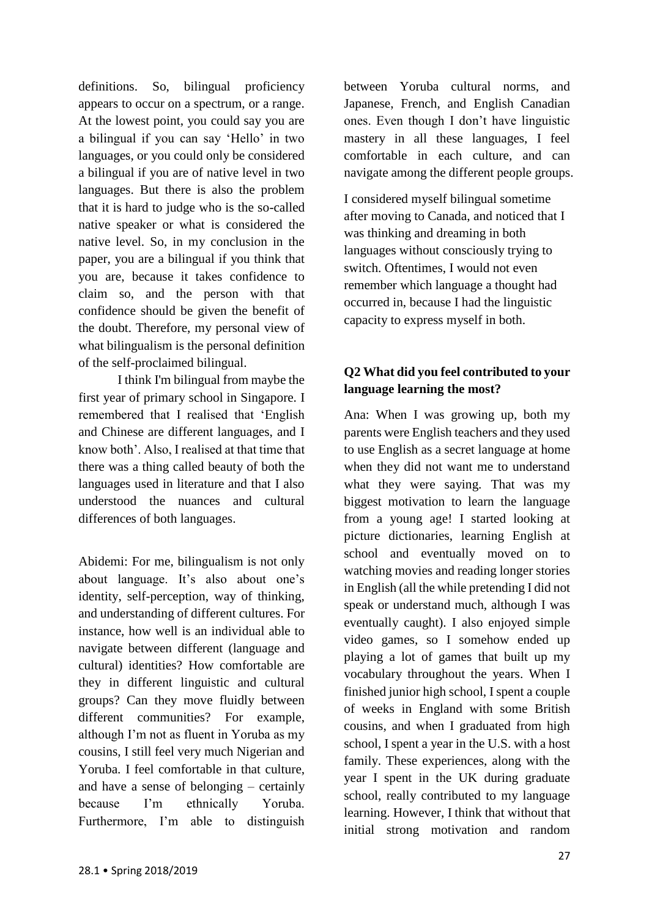definitions. So, bilingual proficiency appears to occur on a spectrum, or a range. At the lowest point, you could say you are a bilingual if you can say 'Hello' in two languages, or you could only be considered a bilingual if you are of native level in two languages. But there is also the problem that it is hard to judge who is the so-called native speaker or what is considered the native level. So, in my conclusion in the paper, you are a bilingual if you think that you are, because it takes confidence to claim so, and the person with that confidence should be given the benefit of the doubt. Therefore, my personal view of what bilingualism is the personal definition of the self-proclaimed bilingual.

I think I'm bilingual from maybe the first year of primary school in Singapore. I remembered that I realised that 'English and Chinese are different languages, and I know both'. Also, I realised at that time that there was a thing called beauty of both the languages used in literature and that I also understood the nuances and cultural differences of both languages.

Abidemi: For me, bilingualism is not only about language. It's also about one's identity, self-perception, way of thinking, and understanding of different cultures. For instance, how well is an individual able to navigate between different (language and cultural) identities? How comfortable are they in different linguistic and cultural groups? Can they move fluidly between different communities? For example, although I'm not as fluent in Yoruba as my cousins, I still feel very much Nigerian and Yoruba. I feel comfortable in that culture, and have a sense of belonging – certainly because I'm ethnically Yoruba. Furthermore, I'm able to distinguish between Yoruba cultural norms, and Japanese, French, and English Canadian ones. Even though I don't have linguistic mastery in all these languages, I feel comfortable in each culture, and can navigate among the different people groups.

I considered myself bilingual sometime after moving to Canada, and noticed that I was thinking and dreaming in both languages without consciously trying to switch. Oftentimes, I would not even remember which language a thought had occurred in, because I had the linguistic capacity to express myself in both.

**Q2 What did you feel contributed to your language learning the most?**

Ana: When I was growing up, both my parents were English teachers and they used to use English as a secret language at home when they did not want me to understand what they were saying. That was my biggest motivation to learn the language from a young age! I started looking at picture dictionaries, learning English at school and eventually moved on to watching movies and reading longer stories in English (all the while pretending I did not speak or understand much, although I was eventually caught). I also enjoyed simple video games, so I somehow ended up playing a lot of games that built up my vocabulary throughout the years. When I finished junior high school, I spent a couple of weeks in England with some British cousins, and when I graduated from high school, I spent a year in the U.S. with a host family. These experiences, along with the year I spent in the UK during graduate school, really contributed to my language learning. However, I think that without that initial strong motivation and random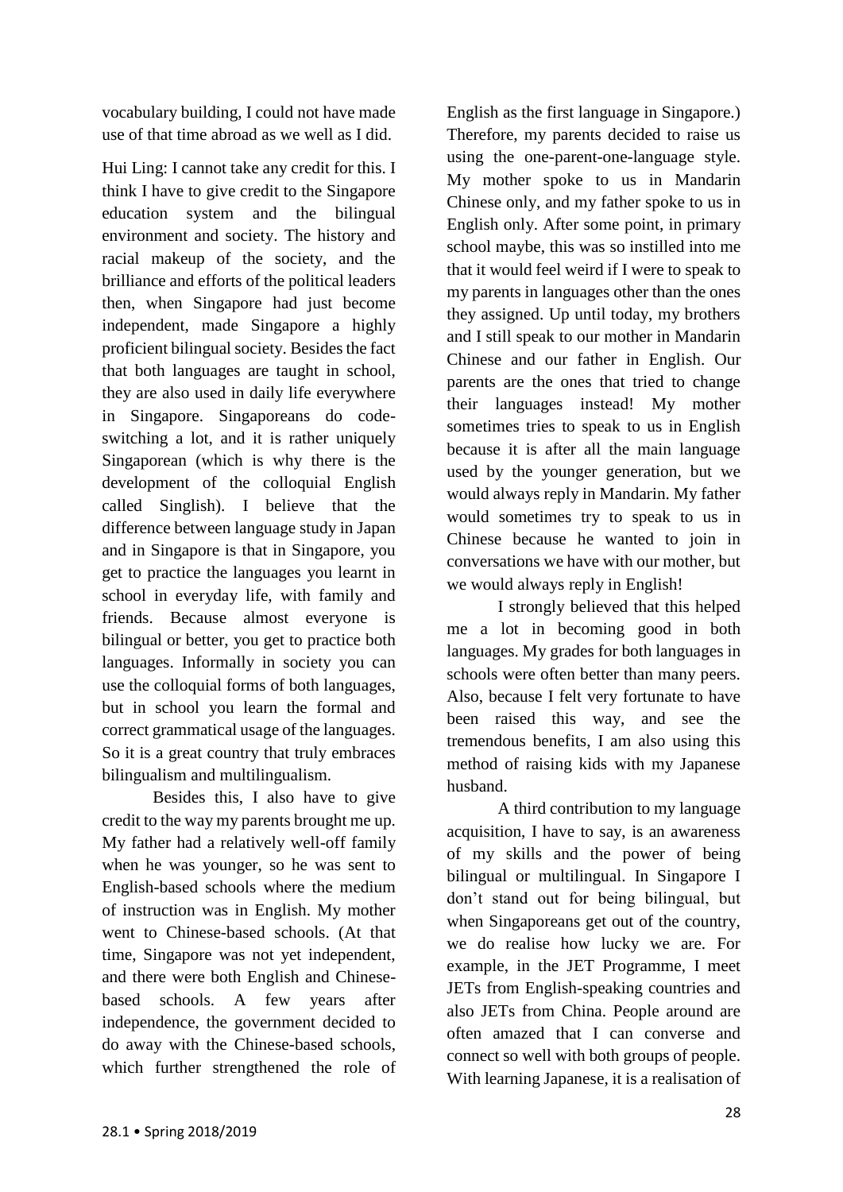vocabulary building, I could not have made use of that time abroad as we well as I did.

Hui Ling: I cannot take any credit for this. I think I have to give credit to the Singapore education system and the bilingual environment and society. The history and racial makeup of the society, and the brilliance and efforts of the political leaders then, when Singapore had just become independent, made Singapore a highly proficient bilingual society. Besides the fact that both languages are taught in school, they are also used in daily life everywhere in Singapore. Singaporeans do code-switching a lot, and it is rather uniquely Singaporean (which is why there is the development of the colloquial English called Singlish). I believe that the difference between language study in Japan and in Singapore is that in Singapore, you get to practice the languages you learnt in school in everyday life, with family and friends. Because almost everyone is bilingual or better, you get to practice both languages. Informally in society you can use the colloquial forms of both languages, but in school you learn the formal and correct grammatical usage of the languages. So it is a great country that truly embraces bilingualism and multilingualism.

Besides this, I also have to give credit to the way my parents brought me up. My father had a relatively well-off family when he was younger, so he was sent to English-based schools where the medium of instruction was in English. My mother went to Chinese-based schools. (At that time, Singapore was not yet independent, and there were both English and Chinese-based schools. A few years after independence, the government decided to do away with the Chinese-based schools, which further strengthened the role of English as the first language in Singapore.) Therefore, my parents decided to raise us using the one-parent-one-language style. My mother spoke to us in Mandarin Chinese only, and my father spoke to us in English only. After some point, in primary school maybe, this was so instilled into me that it would feel weird if I were to speak to my parents in languages other than the ones they assigned. Up until today, my brothers and I still speak to our mother in Mandarin Chinese and our father in English. Our parents are the ones that tried to change their languages instead! My mother sometimes tries to speak to us in English because it is after all the main language used by the younger generation, but we would always reply in Mandarin. My father would sometimes try to speak to us in Chinese because he wanted to join in conversations we have with our mother, but we would always reply in English!

I strongly believed that this helped me a lot in becoming good in both languages. My grades for both languages in schools were often better than many peers. Also, because I felt very fortunate to have been raised this way, and see the tremendous benefits, I am also using this method of raising kids with my Japanese husband.

A third contribution to my language acquisition, I have to say, is an awareness of my skills and the power of being bilingual or multilingual. In Singapore I don't stand out for being bilingual, but when Singaporeans get out of the country, we do realise how lucky we are. For example, in the JET Programme, I meet JETs from English-speaking countries and also JETs from China. People around are often amazed that I can converse and connect so well with both groups of people. With learning Japanese, it is a realisation of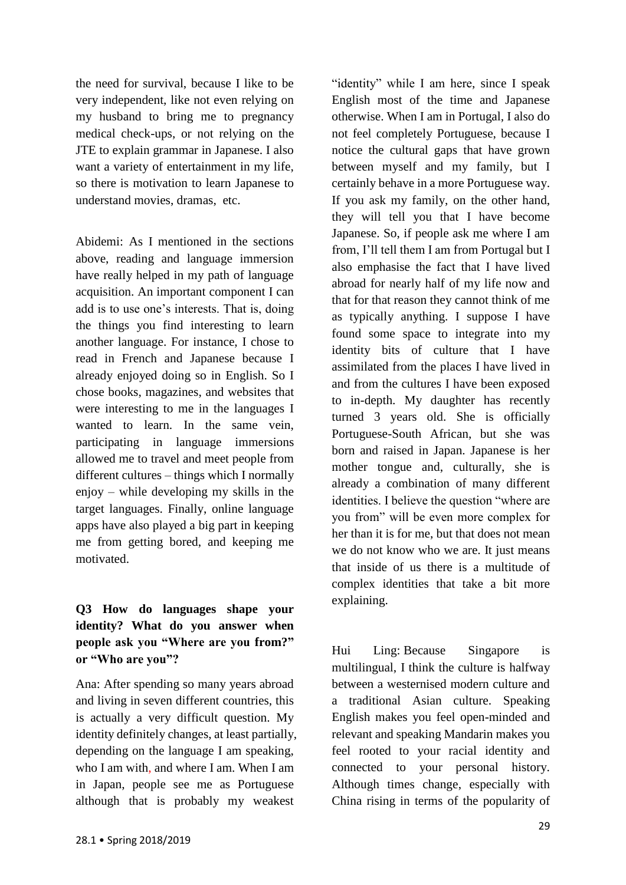the need for survival, because I like to be very independent, like not even relying on my husband to bring me to pregnancy medical check-ups, or not relying on the JTE to explain grammar in Japanese. I also want a variety of entertainment in my life, so there is motivation to learn Japanese to understand movies, dramas, etc.

Abidemi: As I mentioned in the sections above, reading and language immersion have really helped in my path of language acquisition. An important component I can add is to use one's interests. That is, doing the things you find interesting to learn another language. For instance, I chose to read in French and Japanese because I already enjoyed doing so in English. So I chose books, magazines, and websites that were interesting to me in the languages I wanted to learn. In the same vein, participating in language immersions allowed me to travel and meet people from different cultures – things which I normally enjoy – while developing my skills in the target languages. Finally, online language apps have also played a big part in keeping me from getting bored, and keeping me motivated.

**Q3 How do languages shape your identity? What do you answer when people ask you "Where are you from?" or "Who are you"?**

Ana: After spending so many years abroad and living in seven different countries, this is actually a very difficult question. My identity definitely changes, at least partially, depending on the language I am speaking, who I am with, and where I am. When I am in Japan, people see me as Portuguese although that is probably my weakest "identity" while I am here, since I speak English most of the time and Japanese otherwise. When I am in Portugal, I also do not feel completely Portuguese, because I notice the cultural gaps that have grown between myself and my family, but I certainly behave in a more Portuguese way. If you ask my family, on the other hand, they will tell you that I have become Japanese. So, if people ask me where I am from, I'll tell them I am from Portugal but I also emphasise the fact that I have lived abroad for nearly half of my life now and that for that reason they cannot think of me as typically anything. I suppose I have found some space to integrate into my identity bits of culture that I have assimilated from the places I have lived in and from the cultures I have been exposed to in-depth. My daughter has recently turned 3 years old. She is officially Portuguese-South African, but she was born and raised in Japan. Japanese is her mother tongue and, culturally, she is already a combination of many different identities. I believe the question "where are you from" will be even more complex for her than it is for me, but that does not mean we do not know who we are. It just means that inside of us there is a multitude of complex identities that take a bit more explaining.

Hui Ling: Because Singapore is multilingual, I think the culture is halfway between a westernised modern culture and a traditional Asian culture. Speaking English makes you feel open-minded and relevant and speaking Mandarin makes you feel rooted to your racial identity and connected to your personal history. Although times change, especially with China rising in terms of the popularity of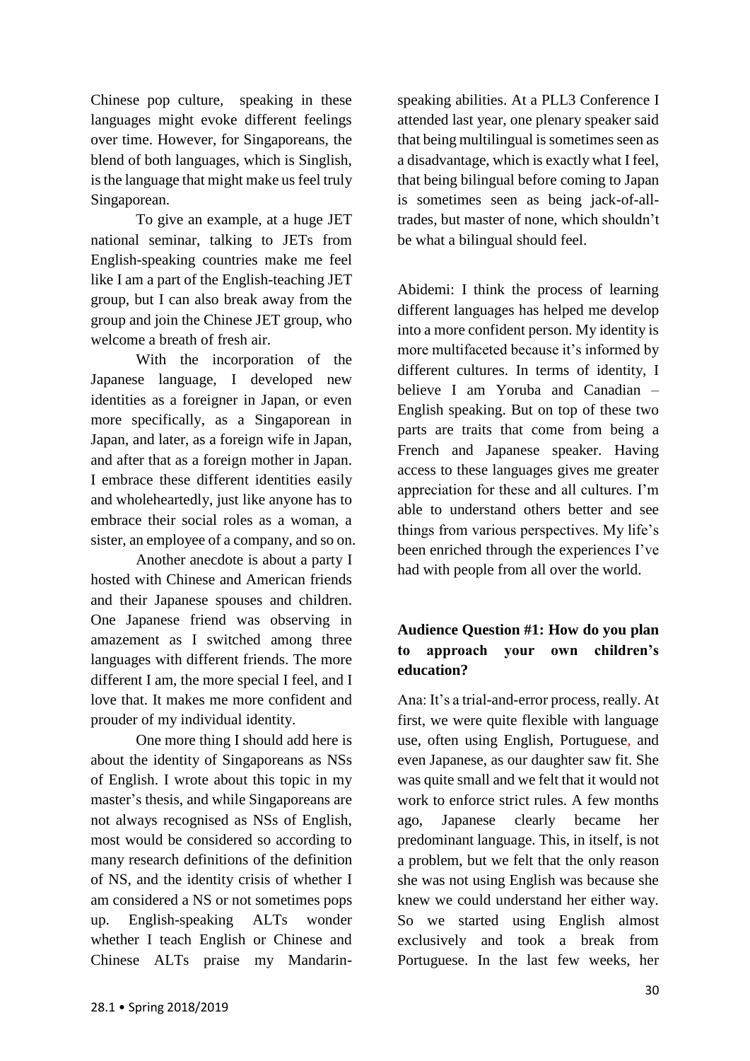Chinese pop culture, speaking in these languages might evoke different feelings over time. However, for Singaporeans, the blend of both languages, which is Singlish, is the language that might make us feel truly Singaporean.

To give an example, at a huge JET national seminar, talking to JETs from English-speaking countries make me feel like I am a part of the English-teaching JET group, but I can also break away from the group and join the Chinese JET group, who welcome a breath of fresh air.

With the incorporation of the Japanese language, I developed new identities as a foreigner in Japan, or even more specifically, as a Singaporean in Japan, and later, as a foreign wife in Japan, and after that as a foreign mother in Japan. I embrace these different identities easily and wholeheartedly, just like anyone has to embrace their social roles as a woman, a sister, an employee of a company, and so on.

Another anecdote is about a party I hosted with Chinese and American friends and their Japanese spouses and children. One Japanese friend was observing in amazement as I switched among three languages with different friends. The more different I am, the more special I feel, and I love that. It makes me more confident and prouder of my individual identity.

One more thing I should add here is about the identity of Singaporeans as NSs of English. I wrote about this topic in my master's thesis, and while Singaporeans are not always recognised as NSs of English, most would be considered so according to many research definitions of the definition of NS, and the identity crisis of whether I am considered a NS or not sometimes pops up. English-speaking ALTs wonder whether I teach English or Chinese and Chinese ALTs praise my Mandarin-speaking abilities. At a PLL3 Conference I attended last year, one plenary speaker said that being multilingual is sometimes seen as a disadvantage, which is exactly what I feel, that being bilingual before coming to Japan is sometimes seen as being jack-of-all-trades, but master of none, which shouldn't be what a bilingual should feel.

Abidemi: I think the process of learning different languages has helped me develop into a more confident person. My identity is more multifaceted because it's informed by different cultures. In terms of identity, I believe I am Yoruba and Canadian – English speaking. But on top of these two parts are traits that come from being a French and Japanese speaker. Having access to these languages gives me greater appreciation for these and all cultures. I'm able to understand others better and see things from various perspectives. My life's been enriched through the experiences I've had with people from all over the world.

**Audience Question #1: How do you plan to approach your own children's education?**

Ana: It's a trial-and-error process, really. At first, we were quite flexible with language use, often using English, Portuguese, and even Japanese, as our daughter saw fit. She was quite small and we felt that it would not work to enforce strict rules. A few months ago, Japanese clearly became her predominant language. This, in itself, is not a problem, but we felt that the only reason she was not using English was because she knew we could understand her either way. So we started using English almost exclusively and took a break from Portuguese. In the last few weeks, her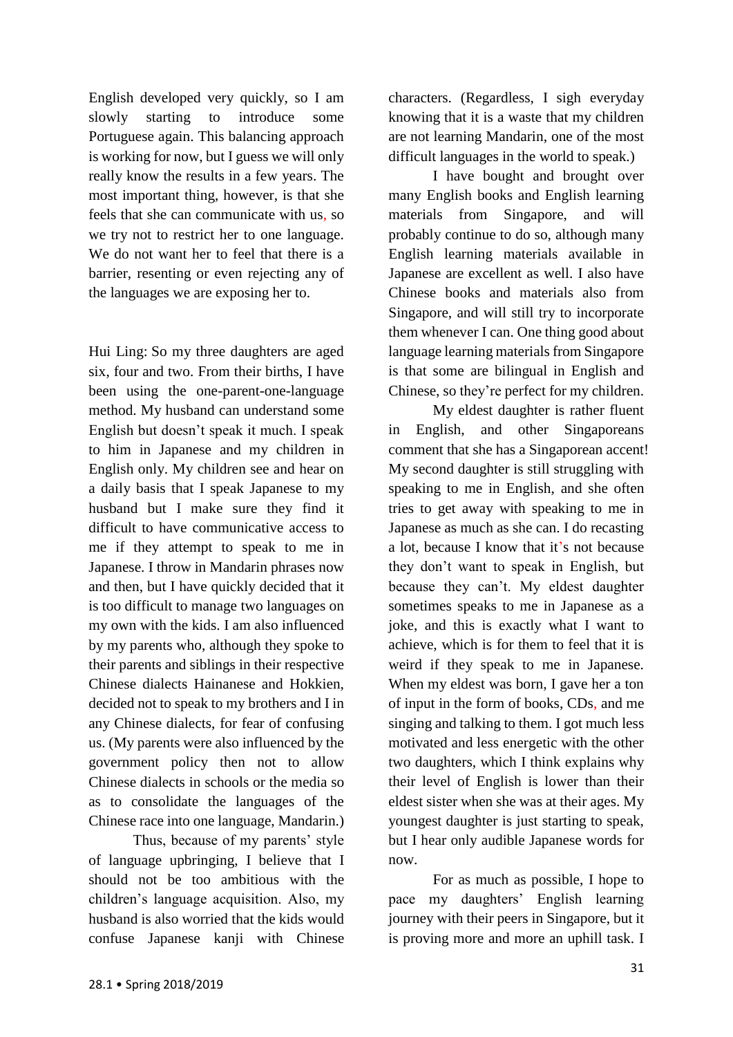English developed very quickly, so I am slowly starting to introduce some Portuguese again. This balancing approach is working for now, but I guess we will only really know the results in a few years. The most important thing, however, is that she feels that she can communicate with us, so we try not to restrict her to one language. We do not want her to feel that there is a barrier, resenting or even rejecting any of the languages we are exposing her to.

Hui Ling: So my three daughters are aged six, four and two. From their births, I have been using the one-parent-one-language method. My husband can understand some English but doesn't speak it much. I speak to him in Japanese and my children in English only. My children see and hear on a daily basis that I speak Japanese to my husband but I make sure they find it difficult to have communicative access to me if they attempt to speak to me in Japanese. I throw in Mandarin phrases now and then, but I have quickly decided that it is too difficult to manage two languages on my own with the kids. I am also influenced by my parents who, although they spoke to their parents and siblings in their respective Chinese dialects Hainanese and Hokkien, decided not to speak to my brothers and I in any Chinese dialects, for fear of confusing us. (My parents were also influenced by the government policy then not to allow Chinese dialects in schools or the media so as to consolidate the languages of the Chinese race into one language, Mandarin.)

Thus, because of my parents' style of language upbringing, I believe that I should not be too ambitious with the children's language acquisition. Also, my husband is also worried that the kids would confuse Japanese kanji with Chinese characters. (Regardless, I sigh everyday knowing that it is a waste that my children are not learning Mandarin, one of the most difficult languages in the world to speak.)

I have bought and brought over many English books and English learning materials from Singapore, and will probably continue to do so, although many English learning materials available in Japanese are excellent as well. I also have Chinese books and materials also from Singapore, and will still try to incorporate them whenever I can. One thing good about language learning materials from Singapore is that some are bilingual in English and Chinese, so they're perfect for my children.

My eldest daughter is rather fluent in English, and other Singaporeans comment that she has a Singaporean accent! My second daughter is still struggling with speaking to me in English, and she often tries to get away with speaking to me in Japanese as much as she can. I do recasting a lot, because I know that it's not because they don't want to speak in English, but because they can't. My eldest daughter sometimes speaks to me in Japanese as a joke, and this is exactly what I want to achieve, which is for them to feel that it is weird if they speak to me in Japanese. When my eldest was born, I gave her a ton of input in the form of books, CDs, and me singing and talking to them. I got much less motivated and less energetic with the other two daughters, which I think explains why their level of English is lower than their eldest sister when she was at their ages. My youngest daughter is just starting to speak, but I hear only audible Japanese words for now.

For as much as possible, I hope to pace my daughters' English learning journey with their peers in Singapore, but it is proving more and more an uphill task. I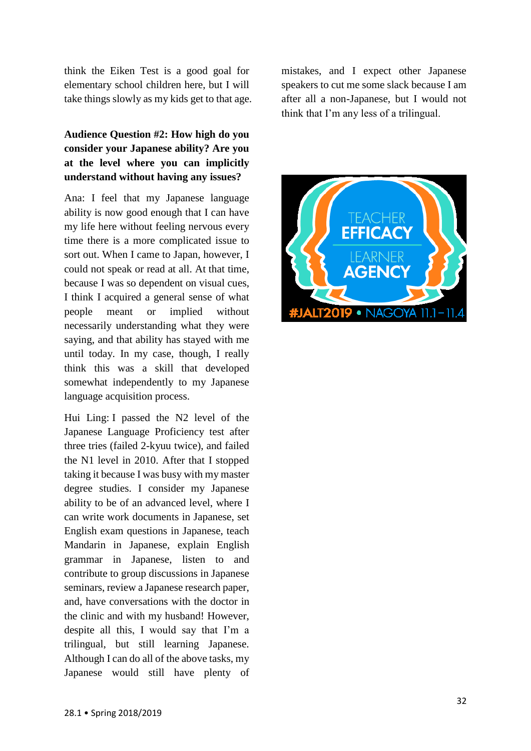think the Eiken Test is a good goal for elementary school children here, but I will take things slowly as my kids get to that age.

**Audience Question #2: How high do you consider your Japanese ability? Are you at the level where you can implicitly understand without having any issues?**

Ana: I feel that my Japanese language ability is now good enough that I can have my life here without feeling nervous every time there is a more complicated issue to sort out. When I came to Japan, however, I could not speak or read at all. At that time, because I was so dependent on visual cues, I think I acquired a general sense of what people meant or implied without necessarily understanding what they were saying, and that ability has stayed with me until today. In my case, though, I really think this was a skill that developed somewhat independently to my Japanese language acquisition process.

Hui Ling: I passed the N2 level of the Japanese Language Proficiency test after three tries (failed 2-kyuu twice), and failed the N1 level in 2010. After that I stopped taking it because I was busy with my master degree studies. I consider my Japanese ability to be of an advanced level, where I can write work documents in Japanese, set English exam questions in Japanese, teach Mandarin in Japanese, explain English grammar in Japanese, listen to and contribute to group discussions in Japanese seminars, review a Japanese research paper, and, have conversations with the doctor in the clinic and with my husband! However, despite all this, I would say that I'm a trilingual, but still learning Japanese. Although I can do all of the above tasks, my Japanese would still have plenty of mistakes, and I expect other Japanese speakers to cut me some slack because I am after all a non-Japanese, but I would not think that I'm any less of a trilingual.

TEACHER EFFICACY
LEARNER AGENCY
#JALT2019 • NAGOYA 11.1–11.4